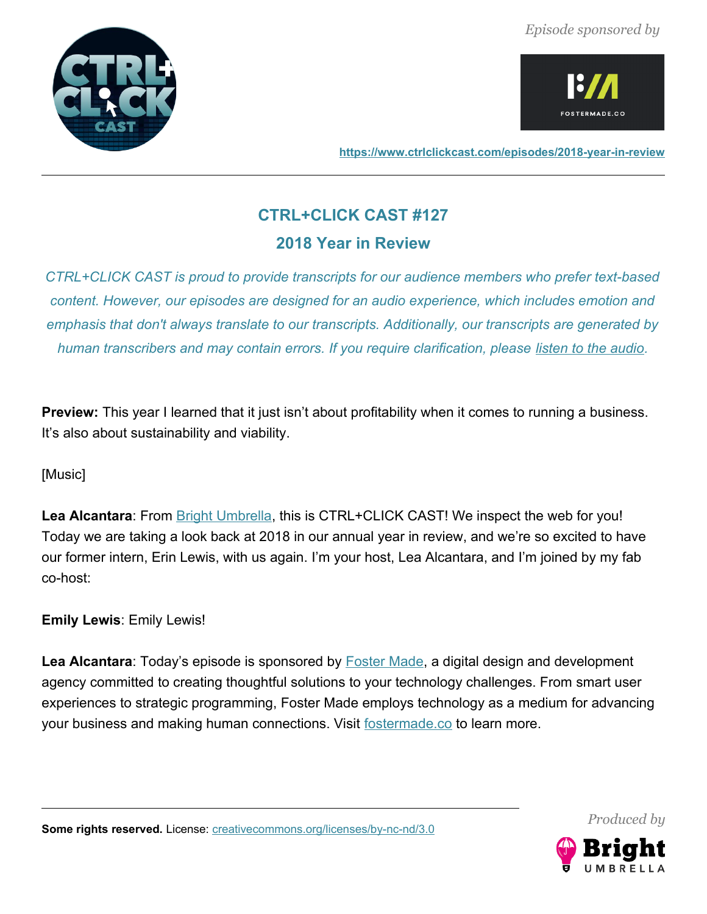*Episode sponsored by*

https://www.ctrlclickcast.com/episodes/2018-year-in-review

---

## CTRL+CLICK CAST #127

## 2018 Year in Review

*CTRL+CLICK CAST is proud to provide transcripts for our audience members who prefer text-based content. However, our episodes are designed for an audio experience, which includes emotion and emphasis that don't always translate to our transcripts. Additionally, our transcripts are generated by human transcribers and may contain errors. If you require clarification, please listen to the audio.*

**Preview:** This year I learned that it just isn't about profitability when it comes to running a business. It's also about sustainability and viability.

[Music]

**Lea Alcantara**: From Bright Umbrella, this is CTRL+CLICK CAST! We inspect the web for you! Today we are taking a look back at 2018 in our annual year in review, and we're so excited to have our former intern, Erin Lewis, with us again. I'm your host, Lea Alcantara, and I'm joined by my fab co-host:

**Emily Lewis**: Emily Lewis!

**Lea Alcantara**: Today's episode is sponsored by Foster Made, a digital design and development agency committed to creating thoughtful solutions to your technology challenges. From smart user experiences to strategic programming, Foster Made employs technology as a medium for advancing your business and making human connections. Visit fostermade.co to learn more.

---

**Some rights reserved.** License: creativecommons.org/licenses/by-nc-nd/3.0

*Produced by*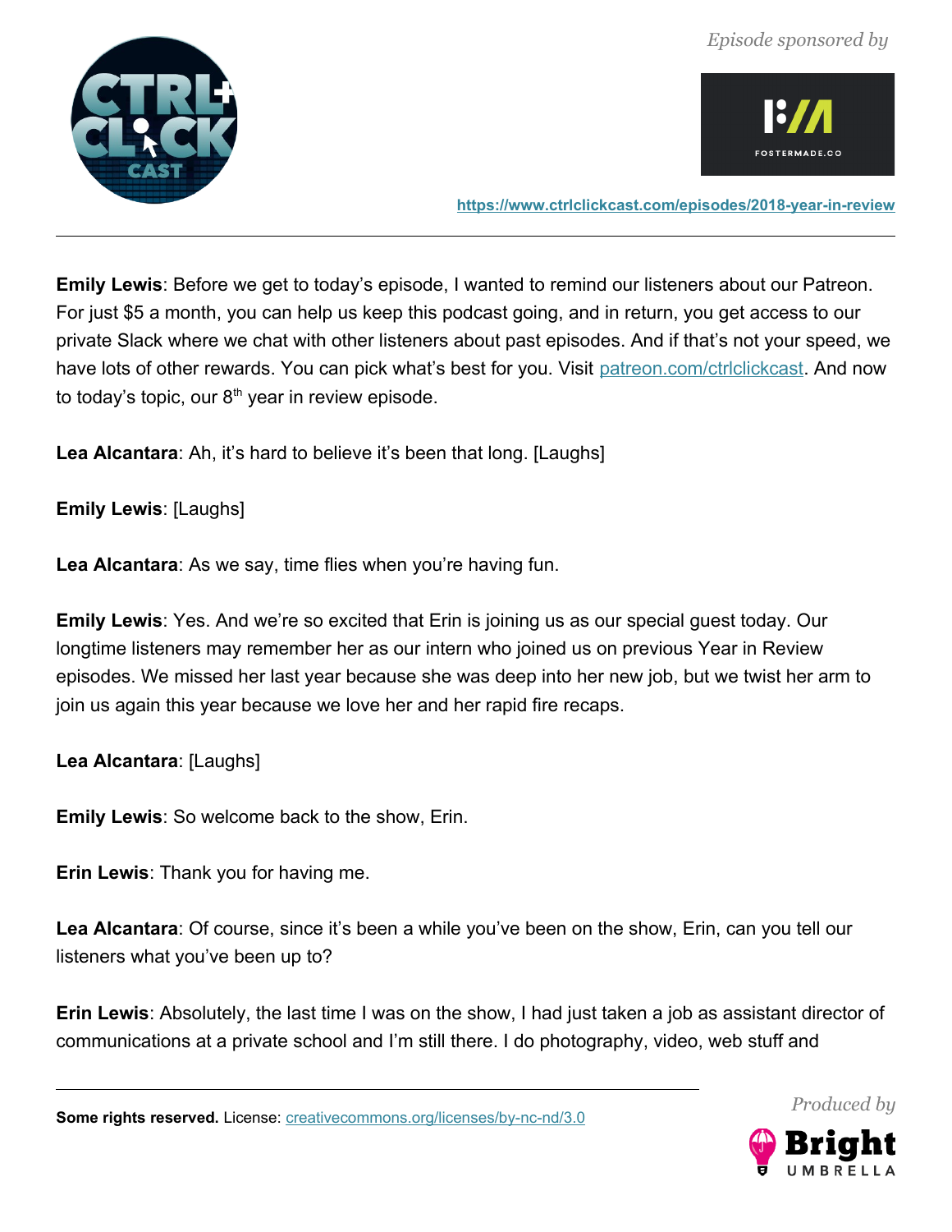**Emily Lewis**: Before we get to today's episode, I wanted to remind our listeners about our Patreon. For just $5 a month, you can help us keep this podcast going, and in return, you get access to our private Slack where we chat with other listeners about past episodes. And if that's not your speed, we have lots of other rewards. You can pick what's best for you. Visit [patreon.com/ctrlclickcast](https://patreon.com/ctrlclickcast). And now to today's topic, our 8th year in review episode.

**Lea Alcantara**: Ah, it's hard to believe it's been that long. [Laughs]

**Emily Lewis**: [Laughs]

**Lea Alcantara**: As we say, time flies when you're having fun.

**Emily Lewis**: Yes. And we're so excited that Erin is joining us as our special guest today. Our longtime listeners may remember her as our intern who joined us on previous Year in Review episodes. We missed her last year because she was deep into her new job, but we twist her arm to join us again this year because we love her and her rapid fire recaps.

**Lea Alcantara**: [Laughs]

**Emily Lewis**: So welcome back to the show, Erin.

**Erin Lewis**: Thank you for having me.

**Lea Alcantara**: Of course, since it's been a while you've been on the show, Erin, can you tell our listeners what you've been up to?

**Erin Lewis**: Absolutely, the last time I was on the show, I had just taken a job as assistant director of communications at a private school and I'm still there. I do photography, video, web stuff and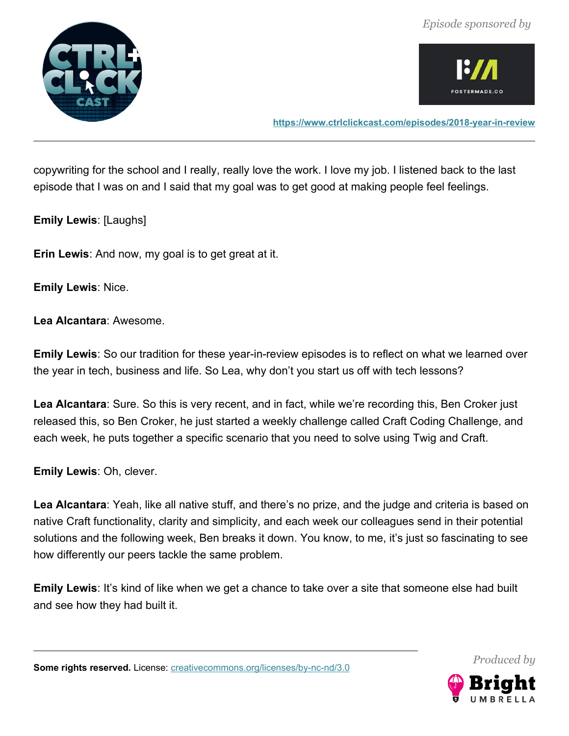copywriting for the school and I really, really love the work. I love my job. I listened back to the last episode that I was on and I said that my goal was to get good at making people feel feelings.

**Emily Lewis**: [Laughs]

**Erin Lewis**: And now, my goal is to get great at it.

**Emily Lewis**: Nice.

**Lea Alcantara**: Awesome.

**Emily Lewis**: So our tradition for these year-in-review episodes is to reflect on what we learned over the year in tech, business and life. So Lea, why don't you start us off with tech lessons?

**Lea Alcantara**: Sure. So this is very recent, and in fact, while we're recording this, Ben Croker just released this, so Ben Croker, he just started a weekly challenge called Craft Coding Challenge, and each week, he puts together a specific scenario that you need to solve using Twig and Craft.

**Emily Lewis**: Oh, clever.

**Lea Alcantara**: Yeah, like all native stuff, and there's no prize, and the judge and criteria is based on native Craft functionality, clarity and simplicity, and each week our colleagues send in their potential solutions and the following week, Ben breaks it down. You know, to me, it's just so fascinating to see how differently our peers tackle the same problem.

**Emily Lewis**: It's kind of like when we get a chance to take over a site that someone else had built and see how they had built it.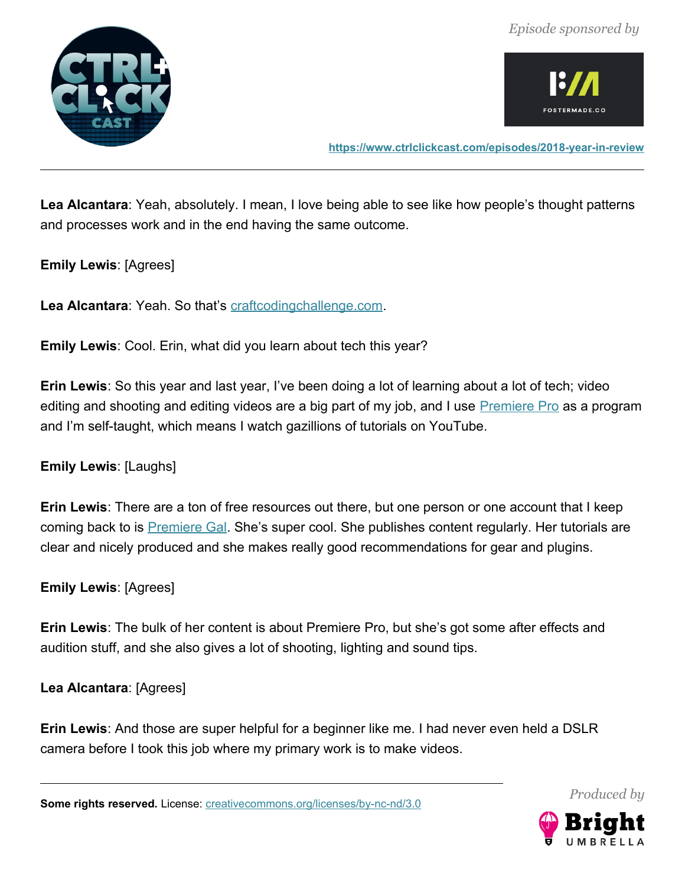**Lea Alcantara**: Yeah, absolutely. I mean, I love being able to see like how people's thought patterns and processes work and in the end having the same outcome.

**Emily Lewis**: [Agrees]

**Lea Alcantara**: Yeah. So that's [craftcodingchallenge.com](craftcodingchallenge.com).

**Emily Lewis**: Cool. Erin, what did you learn about tech this year?

**Erin Lewis**: So this year and last year, I've been doing a lot of learning about a lot of tech; video editing and shooting and editing videos are a big part of my job, and I use [Premiere Pro]() as a program and I'm self-taught, which means I watch gazillions of tutorials on YouTube.

**Emily Lewis**: [Laughs]

**Erin Lewis**: There are a ton of free resources out there, but one person or one account that I keep coming back to is [Premiere Gal](). She's super cool. She publishes content regularly. Her tutorials are clear and nicely produced and she makes really good recommendations for gear and plugins.

**Emily Lewis**: [Agrees]

**Erin Lewis**: The bulk of her content is about Premiere Pro, but she's got some after effects and audition stuff, and she also gives a lot of shooting, lighting and sound tips.

**Lea Alcantara**: [Agrees]

**Erin Lewis**: And those are super helpful for a beginner like me. I had never even held a DSLR camera before I took this job where my primary work is to make videos.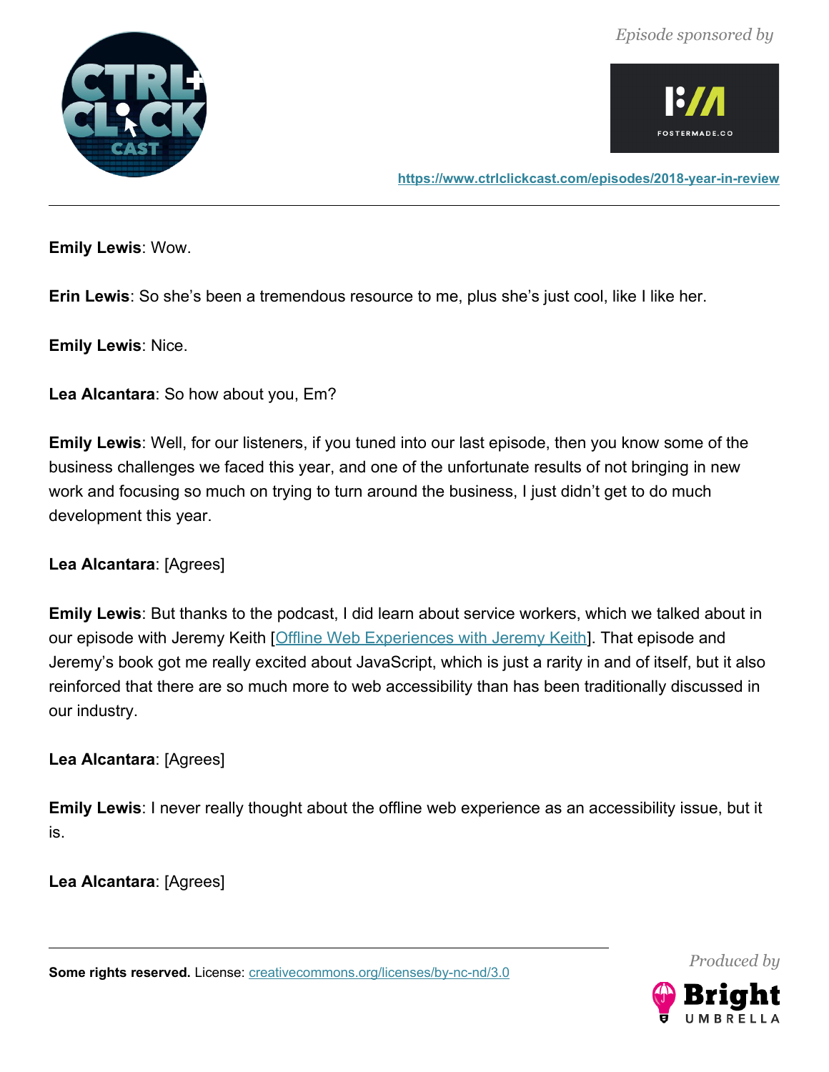**Emily Lewis**: Wow.

**Erin Lewis**: So she's been a tremendous resource to me, plus she's just cool, like I like her.

**Emily Lewis**: Nice.

**Lea Alcantara**: So how about you, Em?

**Emily Lewis**: Well, for our listeners, if you tuned into our last episode, then you know some of the business challenges we faced this year, and one of the unfortunate results of not bringing in new work and focusing so much on trying to turn around the business, I just didn't get to do much development this year.

**Lea Alcantara**: [Agrees]

**Emily Lewis**: But thanks to the podcast, I did learn about service workers, which we talked about in our episode with Jeremy Keith [Offline Web Experiences with Jeremy Keith]. That episode and Jeremy's book got me really excited about JavaScript, which is just a rarity in and of itself, but it also reinforced that there are so much more to web accessibility than has been traditionally discussed in our industry.

**Lea Alcantara**: [Agrees]

**Emily Lewis**: I never really thought about the offline web experience as an accessibility issue, but it is.

**Lea Alcantara**: [Agrees]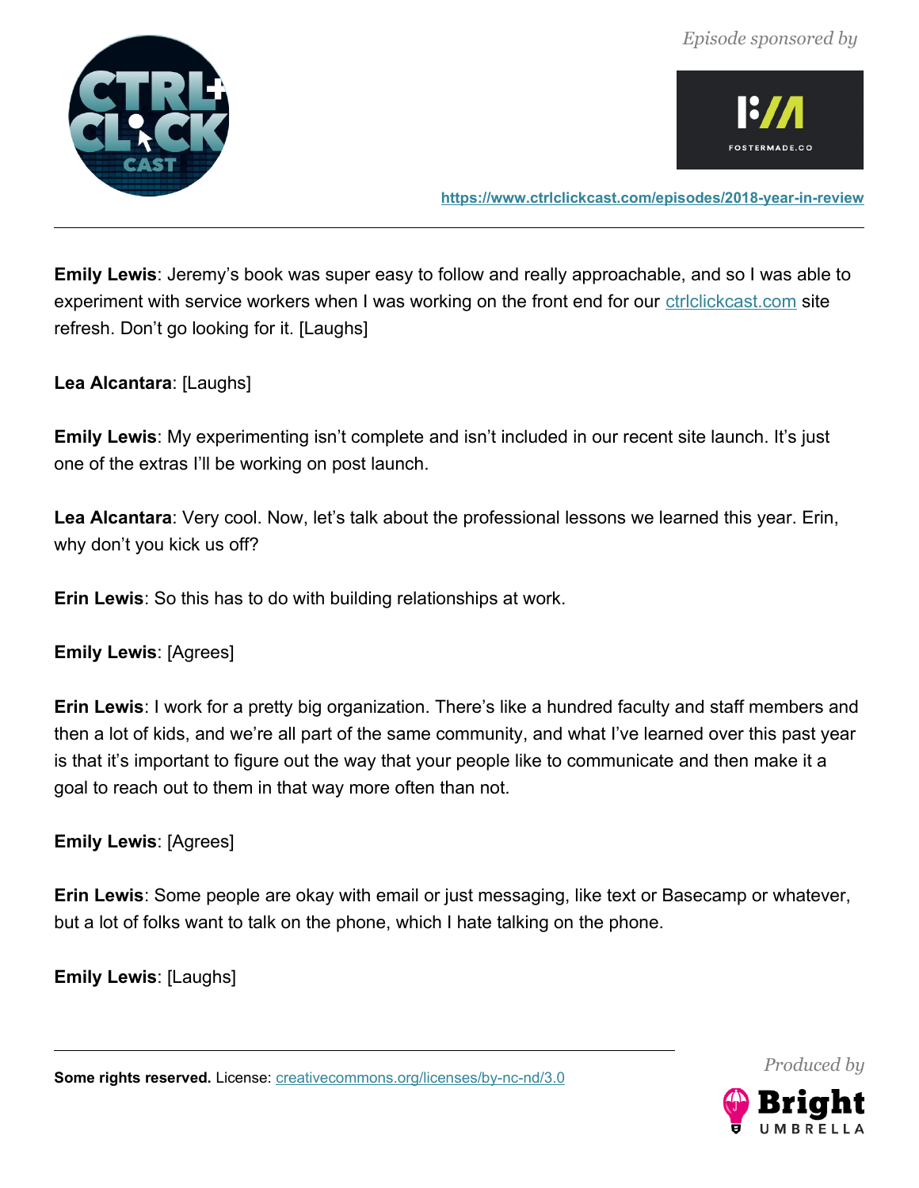**Emily Lewis**: Jeremy's book was super easy to follow and really approachable, and so I was able to experiment with service workers when I was working on the front end for our [ctrlclickcast.com](http://ctrlclickcast.com) site refresh. Don't go looking for it. [Laughs]

**Lea Alcantara**: [Laughs]

**Emily Lewis**: My experimenting isn't complete and isn't included in our recent site launch. It's just one of the extras I'll be working on post launch.

**Lea Alcantara**: Very cool. Now, let's talk about the professional lessons we learned this year. Erin, why don't you kick us off?

**Erin Lewis**: So this has to do with building relationships at work.

**Emily Lewis**: [Agrees]

**Erin Lewis**: I work for a pretty big organization. There's like a hundred faculty and staff members and then a lot of kids, and we're all part of the same community, and what I've learned over this past year is that it's important to figure out the way that your people like to communicate and then make it a goal to reach out to them in that way more often than not.

**Emily Lewis**: [Agrees]

**Erin Lewis**: Some people are okay with email or just messaging, like text or Basecamp or whatever, but a lot of folks want to talk on the phone, which I hate talking on the phone.

**Emily Lewis**: [Laughs]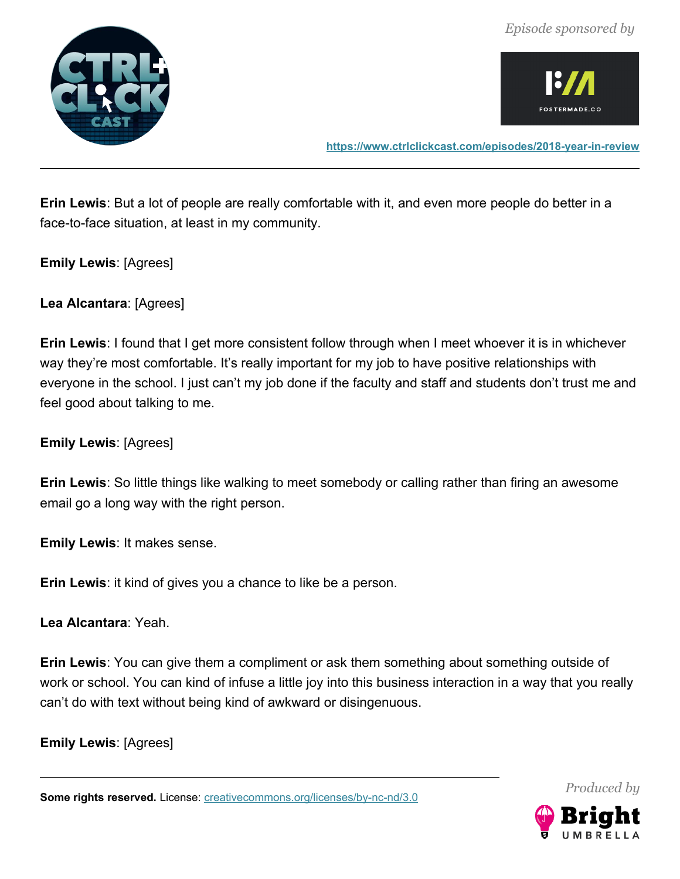**Erin Lewis**: But a lot of people are really comfortable with it, and even more people do better in a face-to-face situation, at least in my community.

**Emily Lewis**: [Agrees]

**Lea Alcantara**: [Agrees]

**Erin Lewis**: I found that I get more consistent follow through when I meet whoever it is in whichever way they're most comfortable. It's really important for my job to have positive relationships with everyone in the school. I just can't my job done if the faculty and staff and students don't trust me and feel good about talking to me.

**Emily Lewis**: [Agrees]

**Erin Lewis**: So little things like walking to meet somebody or calling rather than firing an awesome email go a long way with the right person.

**Emily Lewis**: It makes sense.

**Erin Lewis**: it kind of gives you a chance to like be a person.

**Lea Alcantara**: Yeah.

**Erin Lewis**: You can give them a compliment or ask them something about something outside of work or school. You can kind of infuse a little joy into this business interaction in a way that you really can't do with text without being kind of awkward or disingenuous.

**Emily Lewis**: [Agrees]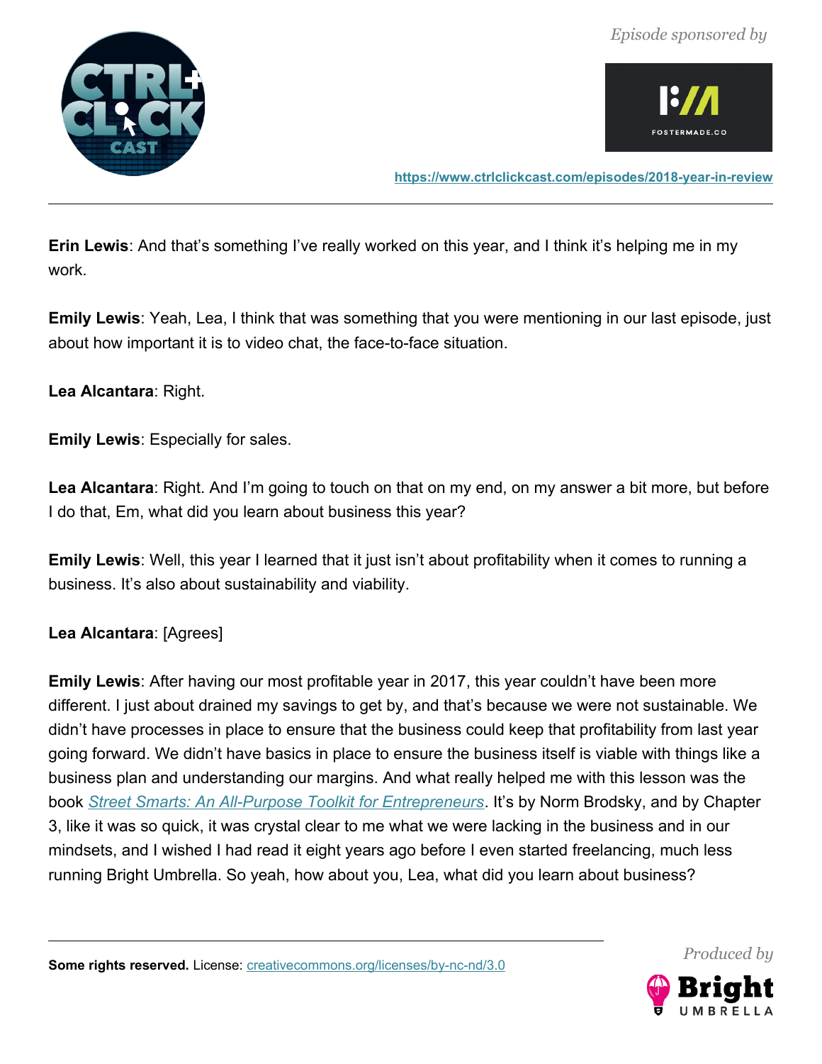**Erin Lewis**: And that's something I've really worked on this year, and I think it's helping me in my work.

**Emily Lewis**: Yeah, Lea, I think that was something that you were mentioning in our last episode, just about how important it is to video chat, the face-to-face situation.

**Lea Alcantara**: Right.

**Emily Lewis**: Especially for sales.

**Lea Alcantara**: Right. And I'm going to touch on that on my end, on my answer a bit more, but before I do that, Em, what did you learn about business this year?

**Emily Lewis**: Well, this year I learned that it just isn't about profitability when it comes to running a business. It's also about sustainability and viability.

**Lea Alcantara**: [Agrees]

**Emily Lewis**: After having our most profitable year in 2017, this year couldn't have been more different. I just about drained my savings to get by, and that's because we were not sustainable. We didn't have processes in place to ensure that the business could keep that profitability from last year going forward. We didn't have basics in place to ensure the business itself is viable with things like a business plan and understanding our margins. And what really helped me with this lesson was the book *Street Smarts: An All-Purpose Toolkit for Entrepreneurs*. It's by Norm Brodsky, and by Chapter 3, like it was so quick, it was crystal clear to me what we were lacking in the business and in our mindsets, and I wished I had read it eight years ago before I even started freelancing, much less running Bright Umbrella. So yeah, how about you, Lea, what did you learn about business?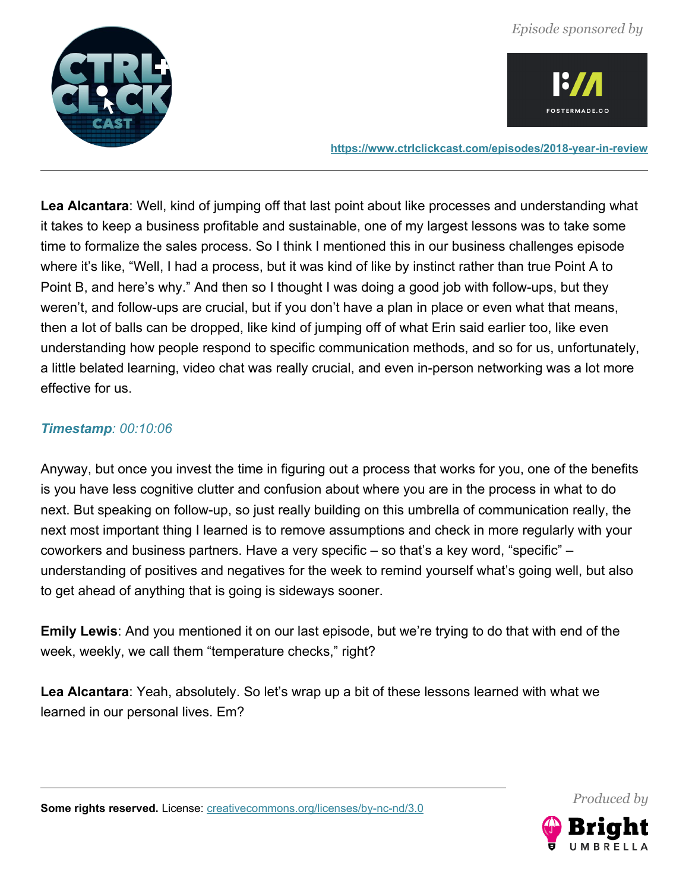**Lea Alcantara**: Well, kind of jumping off that last point about like processes and understanding what it takes to keep a business profitable and sustainable, one of my largest lessons was to take some time to formalize the sales process. So I think I mentioned this in our business challenges episode where it's like, "Well, I had a process, but it was kind of like by instinct rather than true Point A to Point B, and here's why." And then so I thought I was doing a good job with follow-ups, but they weren't, and follow-ups are crucial, but if you don't have a plan in place or even what that means, then a lot of balls can be dropped, like kind of jumping off of what Erin said earlier too, like even understanding how people respond to specific communication methods, and so for us, unfortunately, a little belated learning, video chat was really crucial, and even in-person networking was a lot more effective for us.

***Timestamp**: 00:10:06*

Anyway, but once you invest the time in figuring out a process that works for you, one of the benefits is you have less cognitive clutter and confusion about where you are in the process in what to do next. But speaking on follow-up, so just really building on this umbrella of communication really, the next most important thing I learned is to remove assumptions and check in more regularly with your coworkers and business partners. Have a very specific – so that's a key word, "specific" – understanding of positives and negatives for the week to remind yourself what's going well, but also to get ahead of anything that is going is sideways sooner.

**Emily Lewis**: And you mentioned it on our last episode, but we're trying to do that with end of the week, weekly, we call them "temperature checks," right?

**Lea Alcantara**: Yeah, absolutely. So let's wrap up a bit of these lessons learned with what we learned in our personal lives. Em?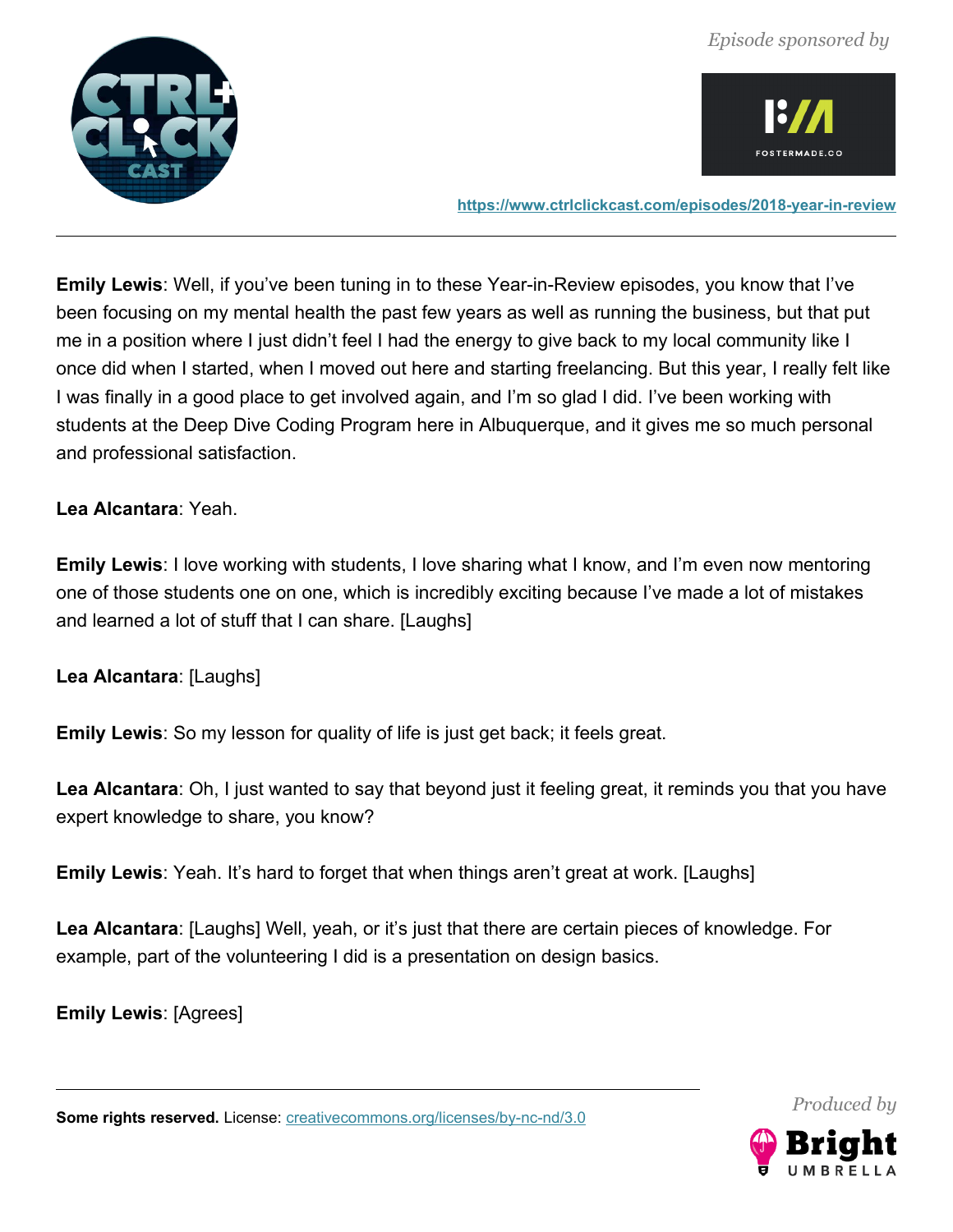**Emily Lewis**: Well, if you've been tuning in to these Year-in-Review episodes, you know that I've been focusing on my mental health the past few years as well as running the business, but that put me in a position where I just didn't feel I had the energy to give back to my local community like I once did when I started, when I moved out here and starting freelancing. But this year, I really felt like I was finally in a good place to get involved again, and I'm so glad I did. I've been working with students at the Deep Dive Coding Program here in Albuquerque, and it gives me so much personal and professional satisfaction.

**Lea Alcantara**: Yeah.

**Emily Lewis**: I love working with students, I love sharing what I know, and I'm even now mentoring one of those students one on one, which is incredibly exciting because I've made a lot of mistakes and learned a lot of stuff that I can share. [Laughs]

**Lea Alcantara**: [Laughs]

**Emily Lewis**: So my lesson for quality of life is just get back; it feels great.

**Lea Alcantara**: Oh, I just wanted to say that beyond just it feeling great, it reminds you that you have expert knowledge to share, you know?

**Emily Lewis**: Yeah. It's hard to forget that when things aren't great at work. [Laughs]

**Lea Alcantara**: [Laughs] Well, yeah, or it's just that there are certain pieces of knowledge. For example, part of the volunteering I did is a presentation on design basics.

**Emily Lewis**: [Agrees]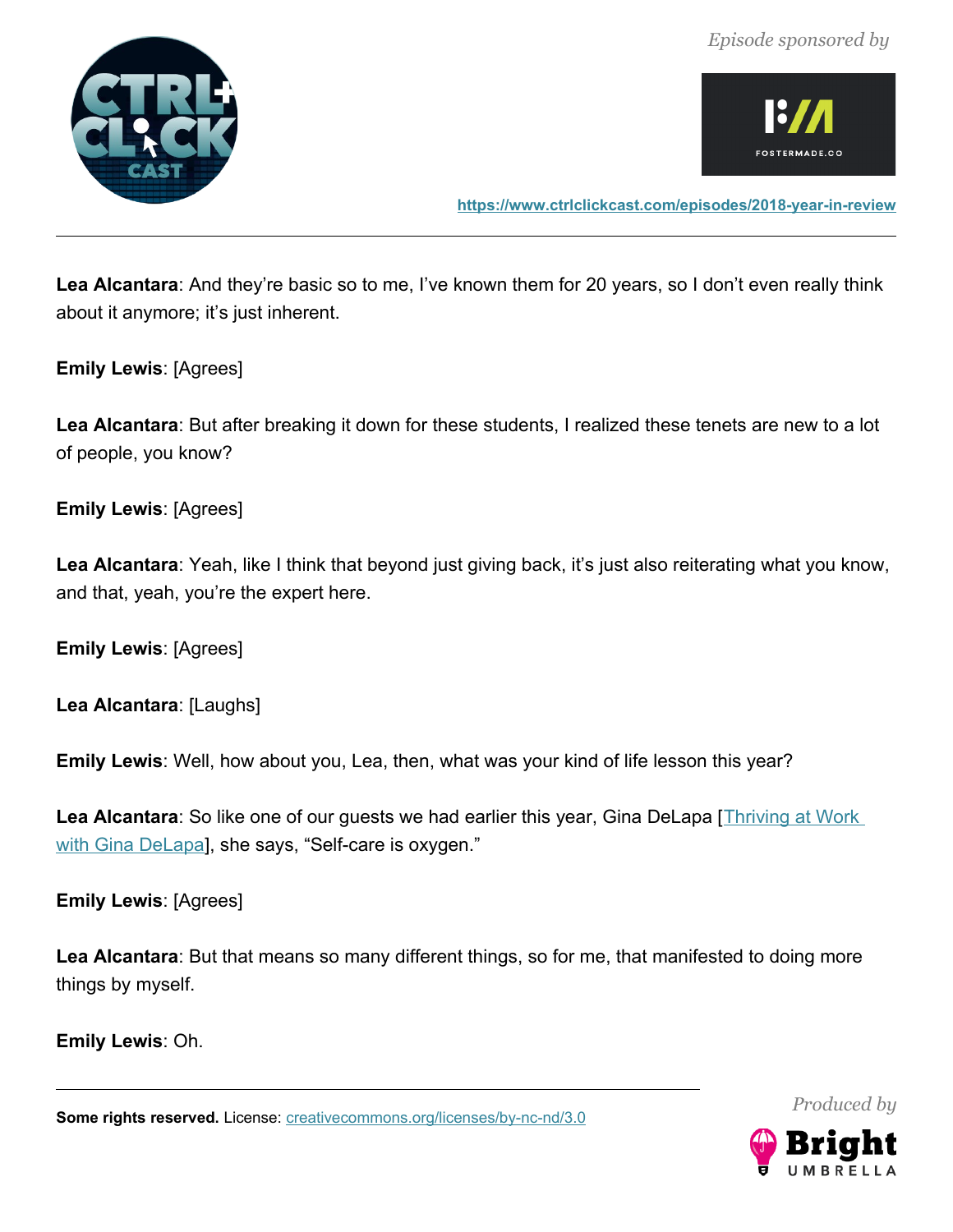**Lea Alcantara**: And they're basic so to me, I've known them for 20 years, so I don't even really think about it anymore; it's just inherent.

**Emily Lewis**: [Agrees]

**Lea Alcantara**: But after breaking it down for these students, I realized these tenets are new to a lot of people, you know?

**Emily Lewis**: [Agrees]

**Lea Alcantara**: Yeah, like I think that beyond just giving back, it's just also reiterating what you know, and that, yeah, you're the expert here.

**Emily Lewis**: [Agrees]

**Lea Alcantara**: [Laughs]

**Emily Lewis**: Well, how about you, Lea, then, what was your kind of life lesson this year?

**Lea Alcantara**: So like one of our guests we had earlier this year, Gina DeLapa [Thriving at Work with Gina DeLapa], she says, "Self-care is oxygen."

**Emily Lewis**: [Agrees]

**Lea Alcantara**: But that means so many different things, so for me, that manifested to doing more things by myself.

**Emily Lewis**: Oh.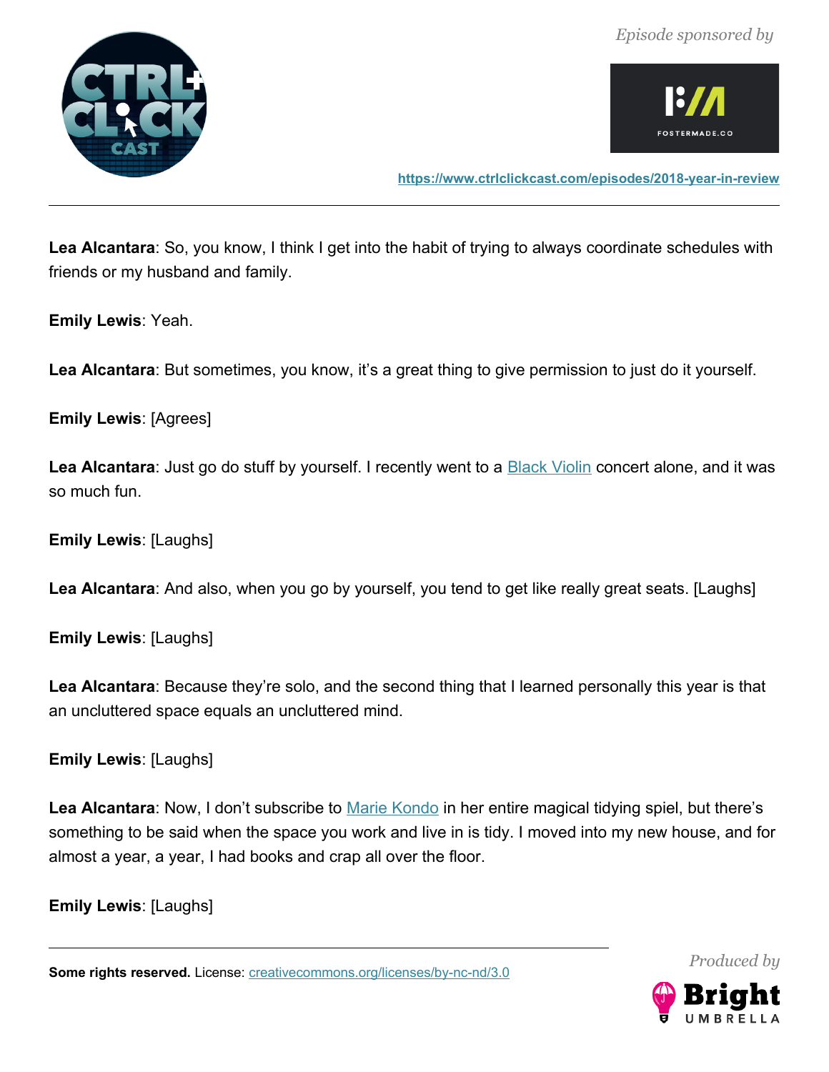**Lea Alcantara**: So, you know, I think I get into the habit of trying to always coordinate schedules with friends or my husband and family.

**Emily Lewis**: Yeah.

**Lea Alcantara**: But sometimes, you know, it's a great thing to give permission to just do it yourself.

**Emily Lewis**: [Agrees]

**Lea Alcantara**: Just go do stuff by yourself. I recently went to a [Black Violin](#) concert alone, and it was so much fun.

**Emily Lewis**: [Laughs]

**Lea Alcantara**: And also, when you go by yourself, you tend to get like really great seats. [Laughs]

**Emily Lewis**: [Laughs]

**Lea Alcantara**: Because they're solo, and the second thing that I learned personally this year is that an uncluttered space equals an uncluttered mind.

**Emily Lewis**: [Laughs]

**Lea Alcantara**: Now, I don't subscribe to [Marie Kondo](#) in her entire magical tidying spiel, but there's something to be said when the space you work and live in is tidy. I moved into my new house, and for almost a year, a year, I had books and crap all over the floor.

**Emily Lewis**: [Laughs]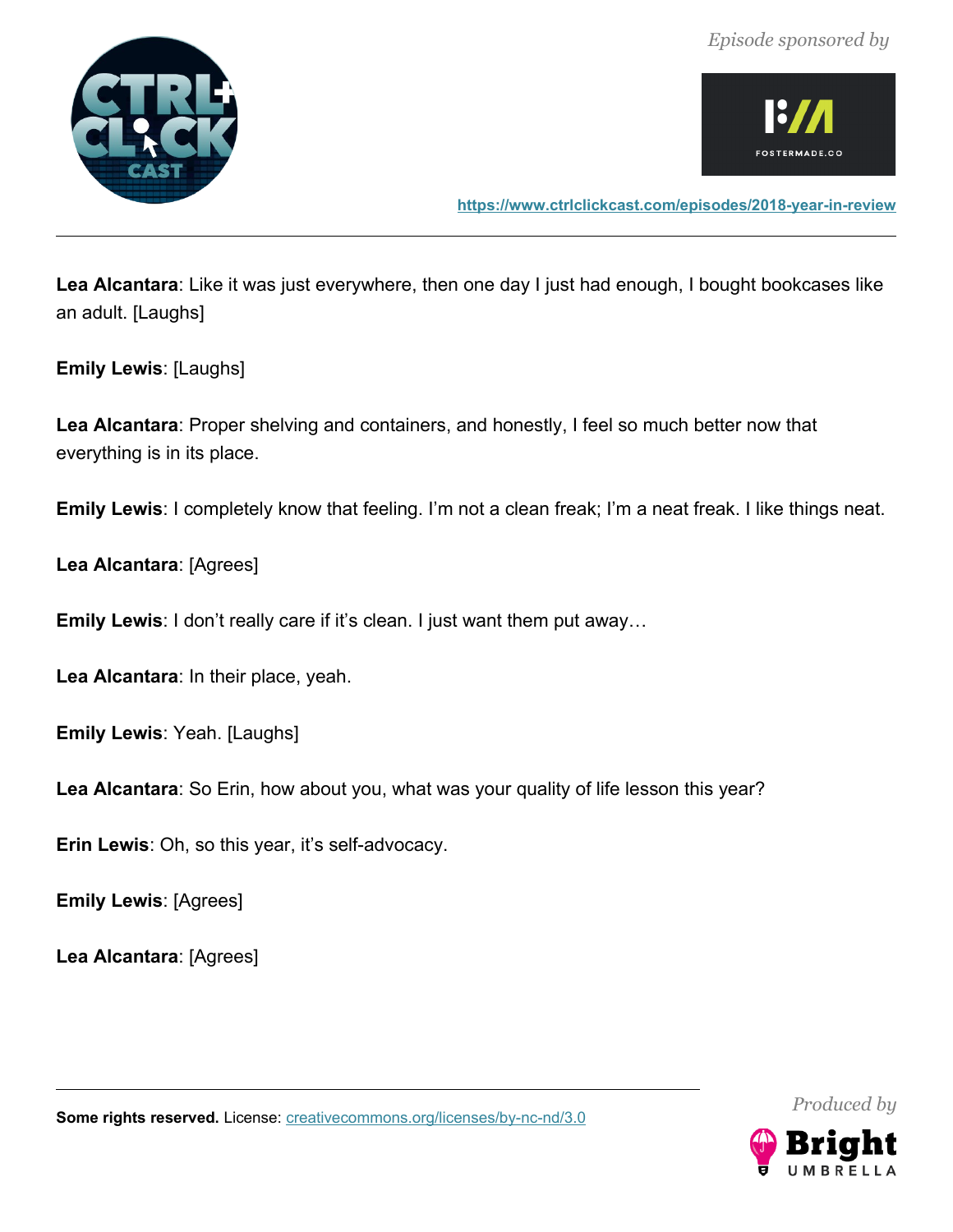**Lea Alcantara**: Like it was just everywhere, then one day I just had enough, I bought bookcases like an adult. [Laughs]

**Emily Lewis**: [Laughs]

**Lea Alcantara**: Proper shelving and containers, and honestly, I feel so much better now that everything is in its place.

**Emily Lewis**: I completely know that feeling. I'm not a clean freak; I'm a neat freak. I like things neat.

**Lea Alcantara**: [Agrees]

**Emily Lewis**: I don't really care if it's clean. I just want them put away…

**Lea Alcantara**: In their place, yeah.

**Emily Lewis**: Yeah. [Laughs]

**Lea Alcantara**: So Erin, how about you, what was your quality of life lesson this year?

**Erin Lewis**: Oh, so this year, it's self-advocacy.

**Emily Lewis**: [Agrees]

**Lea Alcantara**: [Agrees]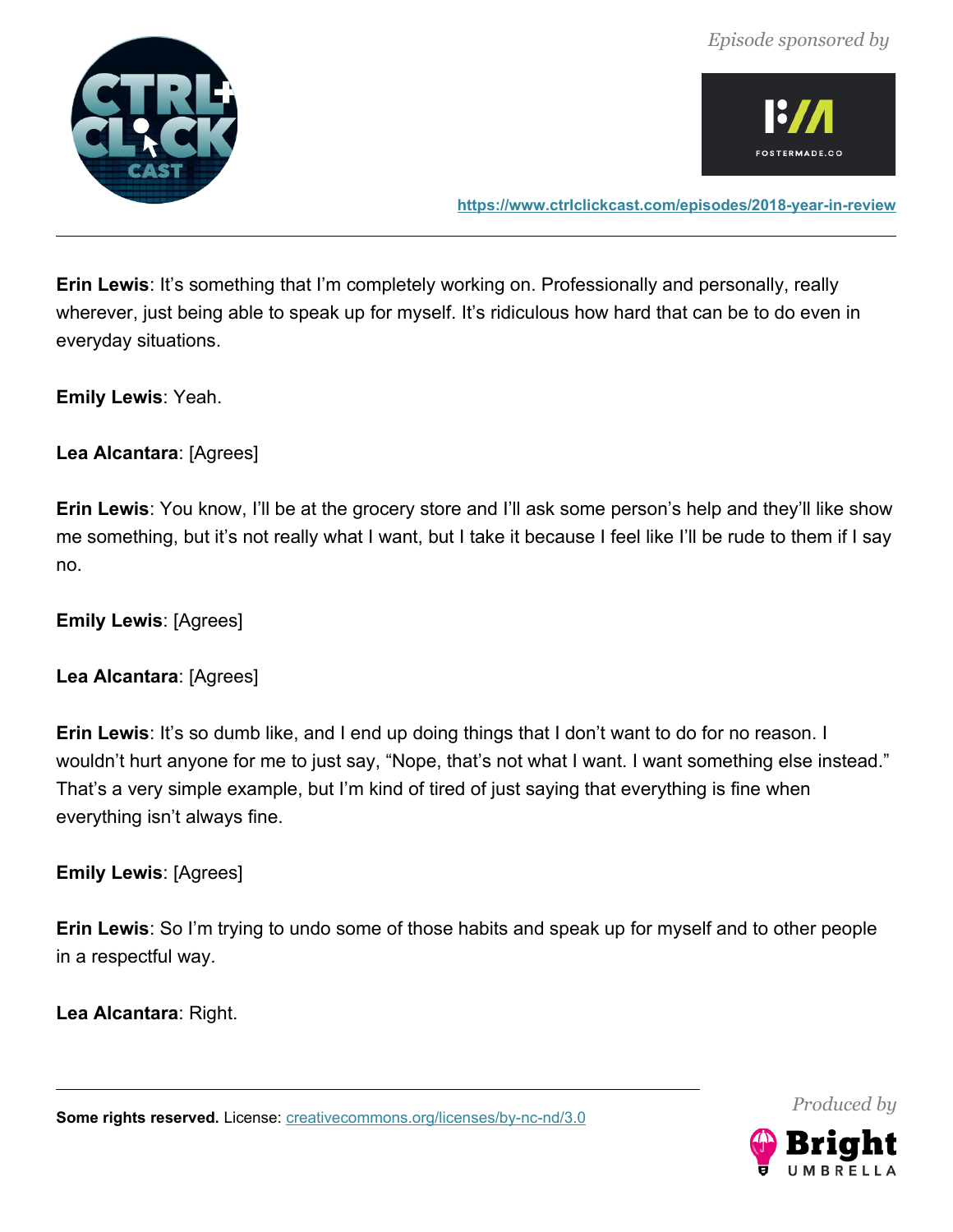**Erin Lewis**: It's something that I'm completely working on. Professionally and personally, really wherever, just being able to speak up for myself. It's ridiculous how hard that can be to do even in everyday situations.

**Emily Lewis**: Yeah.

**Lea Alcantara**: [Agrees]

**Erin Lewis**: You know, I'll be at the grocery store and I'll ask some person's help and they'll like show me something, but it's not really what I want, but I take it because I feel like I'll be rude to them if I say no.

**Emily Lewis**: [Agrees]

**Lea Alcantara**: [Agrees]

**Erin Lewis**: It's so dumb like, and I end up doing things that I don't want to do for no reason. I wouldn't hurt anyone for me to just say, "Nope, that's not what I want. I want something else instead." That's a very simple example, but I'm kind of tired of just saying that everything is fine when everything isn't always fine.

**Emily Lewis**: [Agrees]

**Erin Lewis**: So I'm trying to undo some of those habits and speak up for myself and to other people in a respectful way.

**Lea Alcantara**: Right.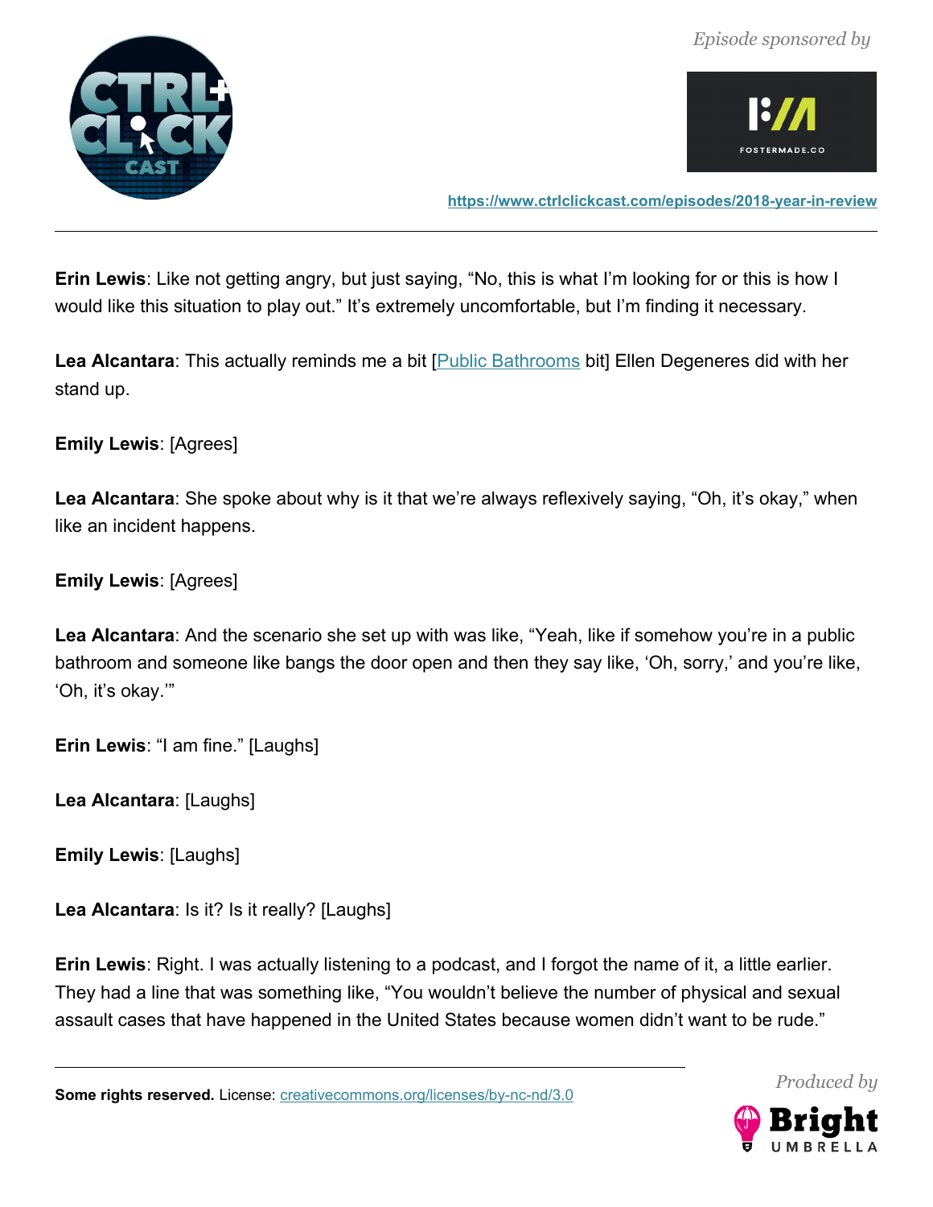**Erin Lewis**: Like not getting angry, but just saying, “No, this is what I’m looking for or this is how I would like this situation to play out.” It’s extremely uncomfortable, but I’m finding it necessary.

**Lea Alcantara**: This actually reminds me a bit [Public Bathrooms bit] Ellen Degeneres did with her stand up.

**Emily Lewis**: [Agrees]

**Lea Alcantara**: She spoke about why is it that we’re always reflexively saying, “Oh, it’s okay,” when like an incident happens.

**Emily Lewis**: [Agrees]

**Lea Alcantara**: And the scenario she set up with was like, “Yeah, like if somehow you’re in a public bathroom and someone like bangs the door open and then they say like, ‘Oh, sorry,’ and you’re like, ‘Oh, it’s okay.’”

**Erin Lewis**: “I am fine.” [Laughs]

**Lea Alcantara**: [Laughs]

**Emily Lewis**: [Laughs]

**Lea Alcantara**: Is it? Is it really? [Laughs]

**Erin Lewis**: Right. I was actually listening to a podcast, and I forgot the name of it, a little earlier. They had a line that was something like, “You wouldn’t believe the number of physical and sexual assault cases that have happened in the United States because women didn’t want to be rude.”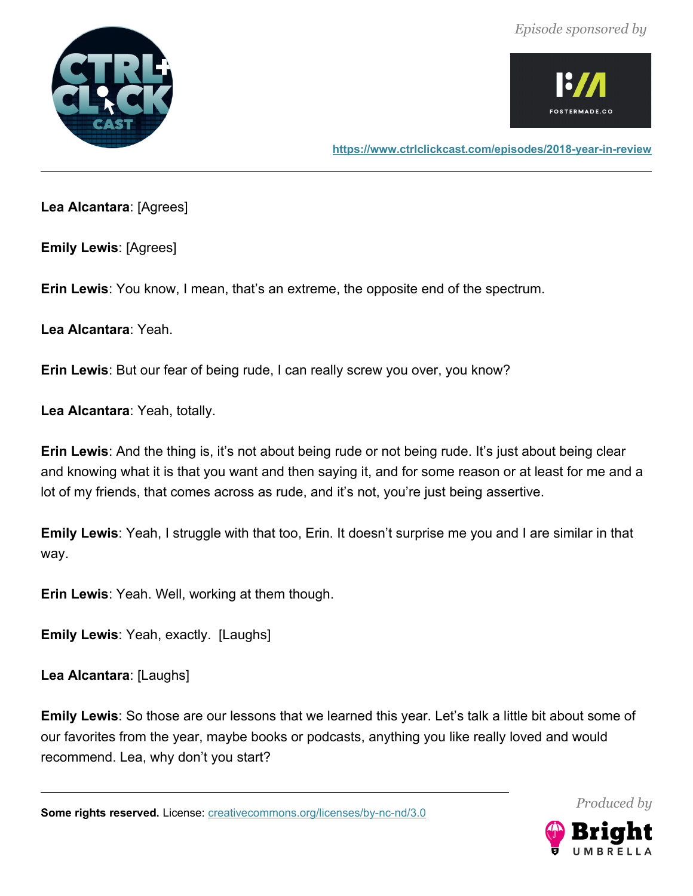**Lea Alcantara**: [Agrees]

**Emily Lewis**: [Agrees]

**Erin Lewis**: You know, I mean, that's an extreme, the opposite end of the spectrum.

**Lea Alcantara**: Yeah.

**Erin Lewis**: But our fear of being rude, I can really screw you over, you know?

**Lea Alcantara**: Yeah, totally.

**Erin Lewis**: And the thing is, it's not about being rude or not being rude. It's just about being clear and knowing what it is that you want and then saying it, and for some reason or at least for me and a lot of my friends, that comes across as rude, and it's not, you're just being assertive.

**Emily Lewis**: Yeah, I struggle with that too, Erin. It doesn't surprise me you and I are similar in that way.

**Erin Lewis**: Yeah. Well, working at them though.

**Emily Lewis**: Yeah, exactly. [Laughs]

**Lea Alcantara**: [Laughs]

**Emily Lewis**: So those are our lessons that we learned this year. Let's talk a little bit about some of our favorites from the year, maybe books or podcasts, anything you like really loved and would recommend. Lea, why don't you start?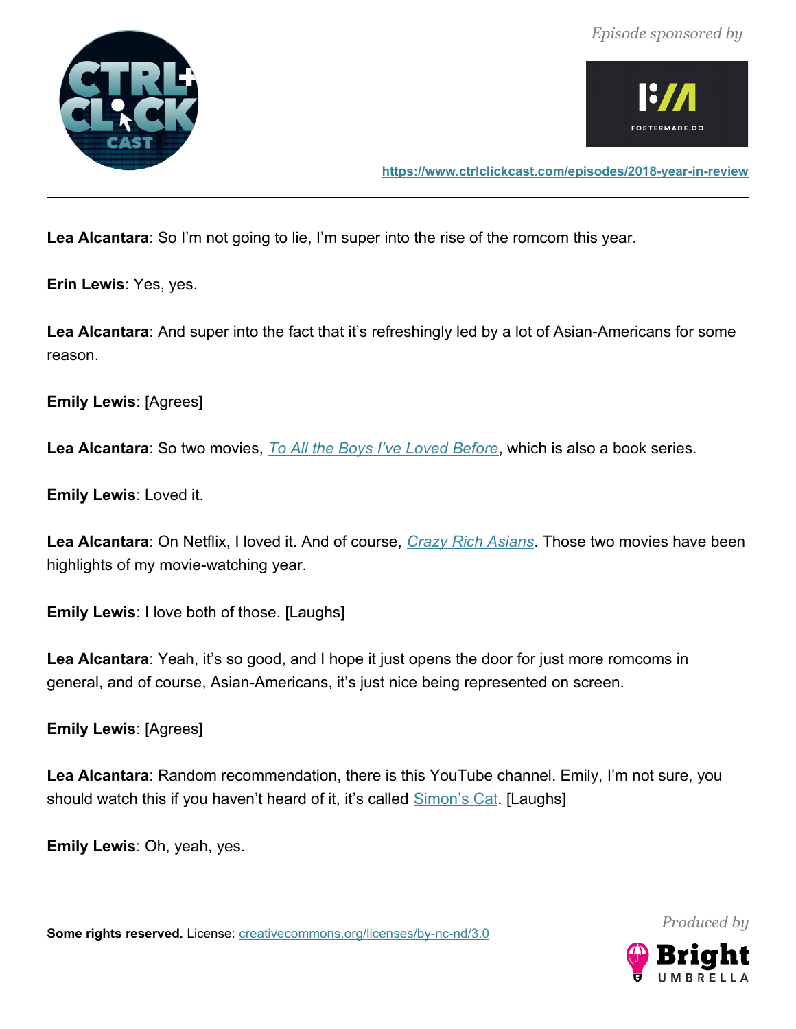**Lea Alcantara**: So I'm not going to lie, I'm super into the rise of the romcom this year.

**Erin Lewis**: Yes, yes.

**Lea Alcantara**: And super into the fact that it's refreshingly led by a lot of Asian-Americans for some reason.

**Emily Lewis**: [Agrees]

**Lea Alcantara**: So two movies, *To All the Boys I've Loved Before*, which is also a book series.

**Emily Lewis**: Loved it.

**Lea Alcantara**: On Netflix, I loved it. And of course, *Crazy Rich Asians*. Those two movies have been highlights of my movie-watching year.

**Emily Lewis**: I love both of those. [Laughs]

**Lea Alcantara**: Yeah, it's so good, and I hope it just opens the door for just more romcoms in general, and of course, Asian-Americans, it's just nice being represented on screen.

**Emily Lewis**: [Agrees]

**Lea Alcantara**: Random recommendation, there is this YouTube channel. Emily, I'm not sure, you should watch this if you haven't heard of it, it's called Simon's Cat. [Laughs]

**Emily Lewis**: Oh, yeah, yes.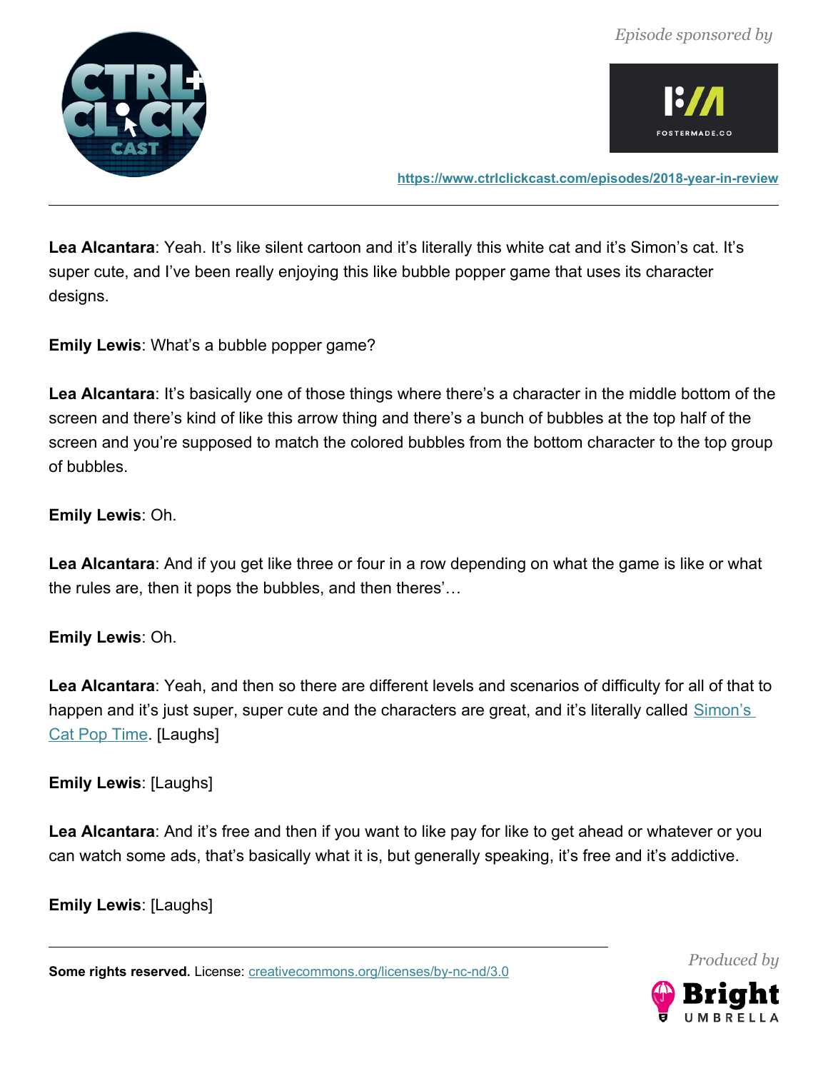**Lea Alcantara**: Yeah. It's like silent cartoon and it's literally this white cat and it's Simon's cat. It's super cute, and I've been really enjoying this like bubble popper game that uses its character designs.

**Emily Lewis**: What's a bubble popper game?

**Lea Alcantara**: It's basically one of those things where there's a character in the middle bottom of the screen and there's kind of like this arrow thing and there's a bunch of bubbles at the top half of the screen and you're supposed to match the colored bubbles from the bottom character to the top group of bubbles.

**Emily Lewis**: Oh.

**Lea Alcantara**: And if you get like three or four in a row depending on what the game is like or what the rules are, then it pops the bubbles, and then theres'…

**Emily Lewis**: Oh.

**Lea Alcantara**: Yeah, and then so there are different levels and scenarios of difficulty for all of that to happen and it's just super, super cute and the characters are great, and it's literally called [Simon's Cat Pop Time]. [Laughs]

**Emily Lewis**: [Laughs]

**Lea Alcantara**: And it's free and then if you want to like pay for like to get ahead or whatever or you can watch some ads, that's basically what it is, but generally speaking, it's free and it's addictive.

**Emily Lewis**: [Laughs]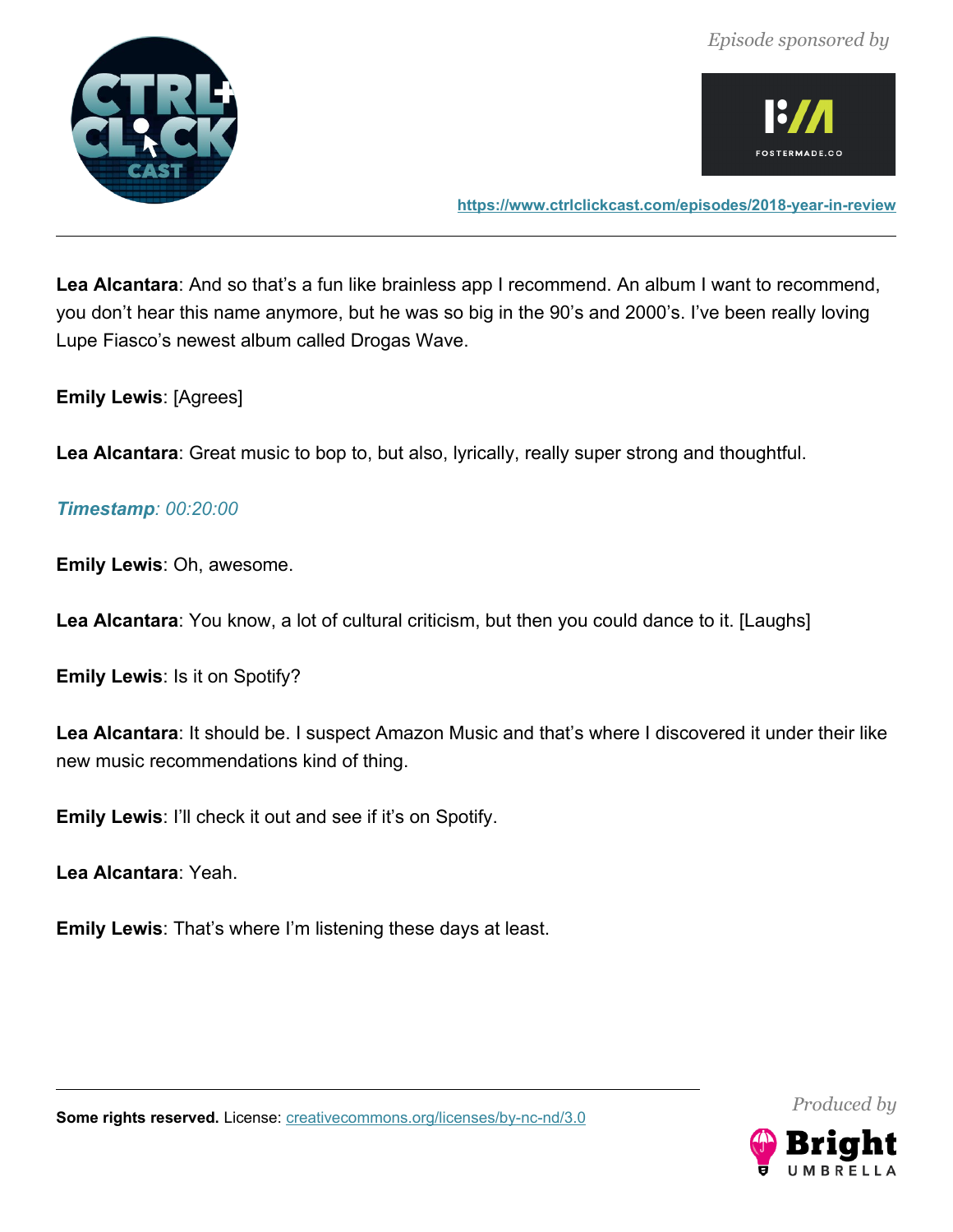**Lea Alcantara**: And so that's a fun like brainless app I recommend. An album I want to recommend, you don't hear this name anymore, but he was so big in the 90's and 2000's. I've been really loving Lupe Fiasco's newest album called Drogas Wave.

**Emily Lewis**: [Agrees]

**Lea Alcantara**: Great music to bop to, but also, lyrically, really super strong and thoughtful.

***Timestamp**: 00:20:00*

**Emily Lewis**: Oh, awesome.

**Lea Alcantara**: You know, a lot of cultural criticism, but then you could dance to it. [Laughs]

**Emily Lewis**: Is it on Spotify?

**Lea Alcantara**: It should be. I suspect Amazon Music and that's where I discovered it under their like new music recommendations kind of thing.

**Emily Lewis**: I'll check it out and see if it's on Spotify.

**Lea Alcantara**: Yeah.

**Emily Lewis**: That's where I'm listening these days at least.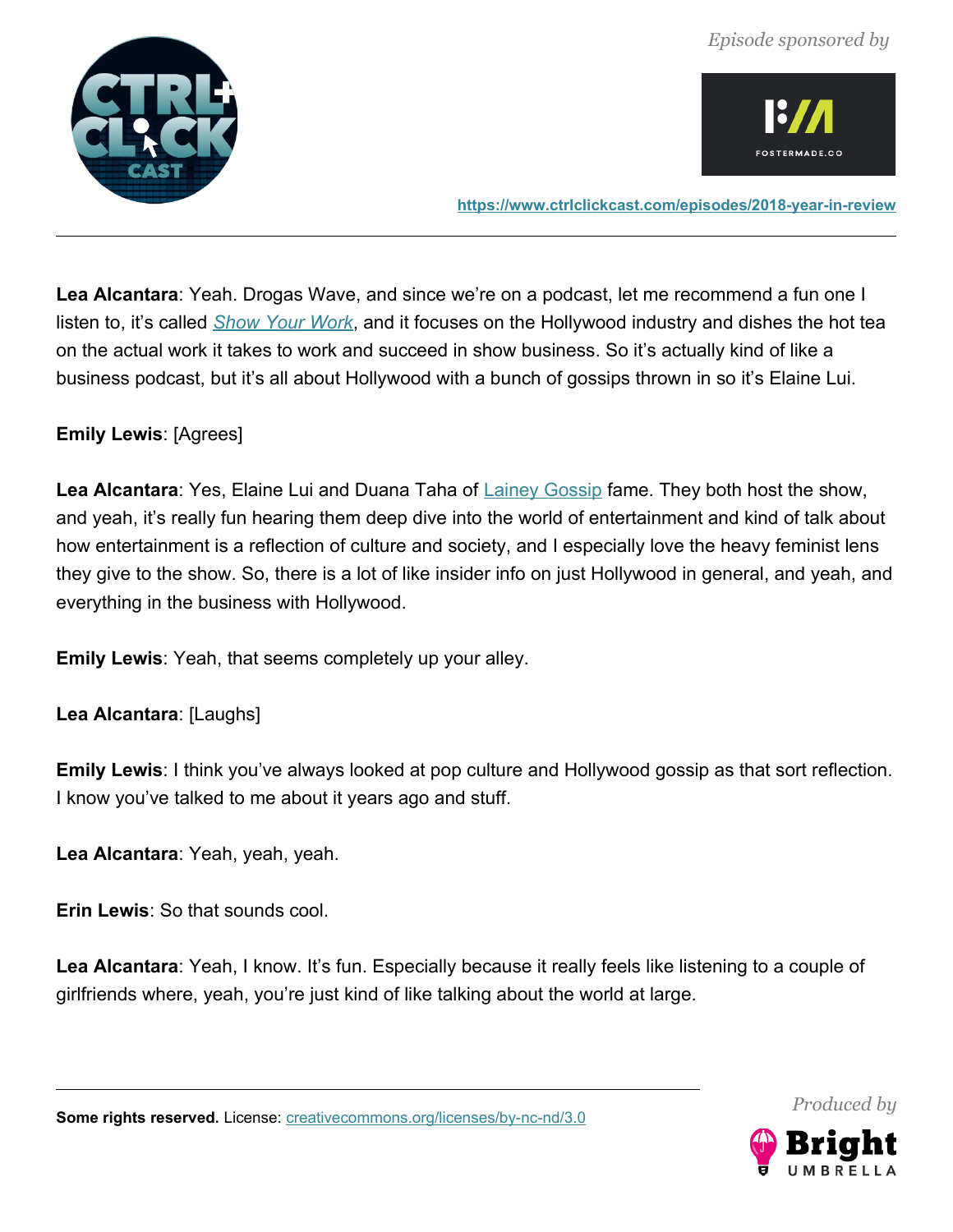**Lea Alcantara**: Yeah. Drogas Wave, and since we're on a podcast, let me recommend a fun one I listen to, it's called *Show Your Work*, and it focuses on the Hollywood industry and dishes the hot tea on the actual work it takes to work and succeed in show business. So it's actually kind of like a business podcast, but it's all about Hollywood with a bunch of gossips thrown in so it's Elaine Lui.

**Emily Lewis**: [Agrees]

**Lea Alcantara**: Yes, Elaine Lui and Duana Taha of Lainey Gossip fame. They both host the show, and yeah, it's really fun hearing them deep dive into the world of entertainment and kind of talk about how entertainment is a reflection of culture and society, and I especially love the heavy feminist lens they give to the show. So, there is a lot of like insider info on just Hollywood in general, and yeah, and everything in the business with Hollywood.

**Emily Lewis**: Yeah, that seems completely up your alley.

**Lea Alcantara**: [Laughs]

**Emily Lewis**: I think you've always looked at pop culture and Hollywood gossip as that sort reflection. I know you've talked to me about it years ago and stuff.

**Lea Alcantara**: Yeah, yeah, yeah.

**Erin Lewis**: So that sounds cool.

**Lea Alcantara**: Yeah, I know. It's fun. Especially because it really feels like listening to a couple of girlfriends where, yeah, you're just kind of like talking about the world at large.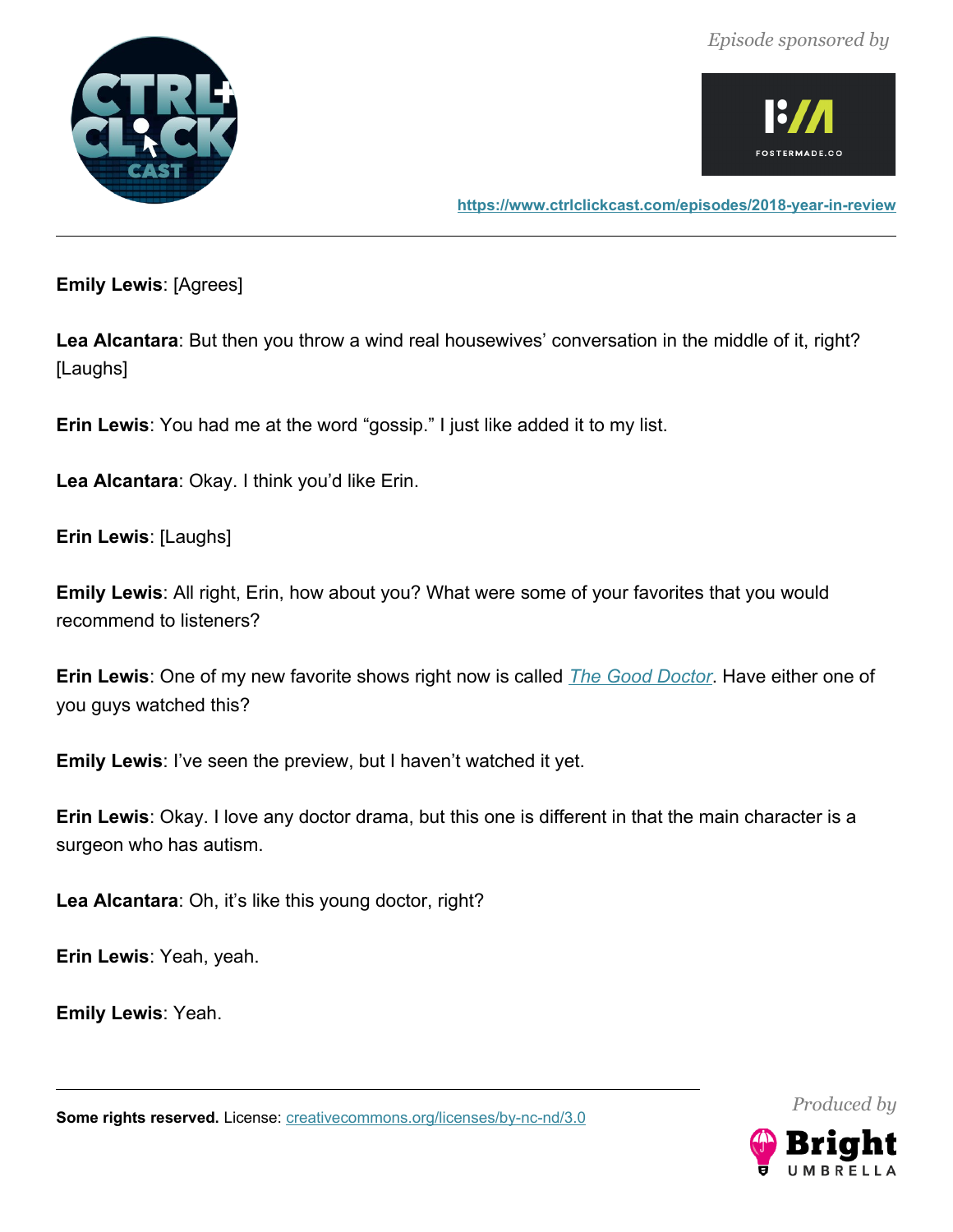**Emily Lewis**: [Agrees]

**Lea Alcantara**: But then you throw a wind real housewives' conversation in the middle of it, right? [Laughs]

**Erin Lewis**: You had me at the word "gossip." I just like added it to my list.

**Lea Alcantara**: Okay. I think you'd like Erin.

**Erin Lewis**: [Laughs]

**Emily Lewis**: All right, Erin, how about you? What were some of your favorites that you would recommend to listeners?

**Erin Lewis**: One of my new favorite shows right now is called [*The Good Doctor*](). Have either one of you guys watched this?

**Emily Lewis**: I've seen the preview, but I haven't watched it yet.

**Erin Lewis**: Okay. I love any doctor drama, but this one is different in that the main character is a surgeon who has autism.

**Lea Alcantara**: Oh, it's like this young doctor, right?

**Erin Lewis**: Yeah, yeah.

**Emily Lewis**: Yeah.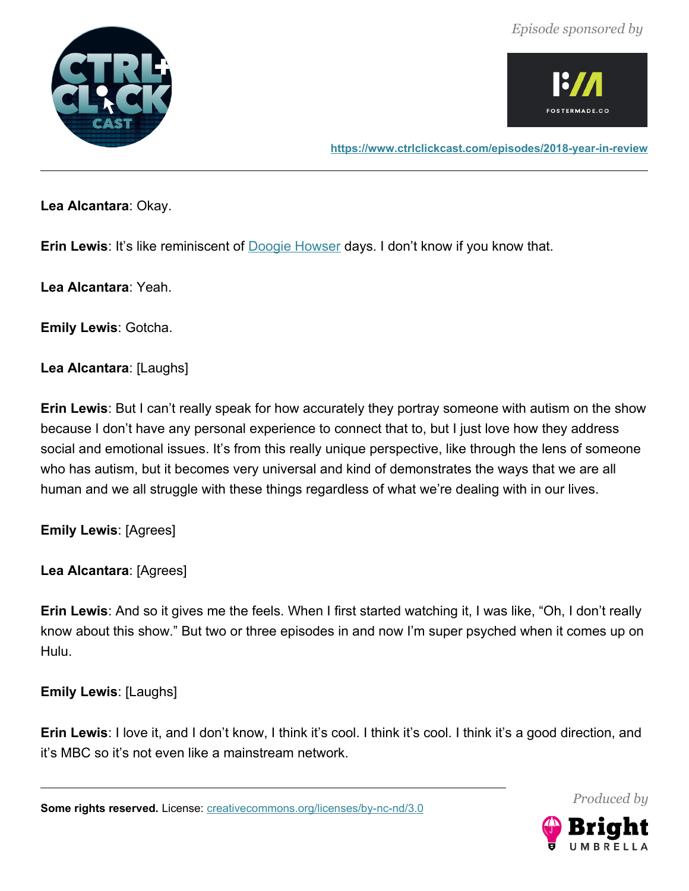**Lea Alcantara**: Okay.

**Erin Lewis**: It's like reminiscent of [Doogie Howser](https://en.wikipedia.org/wiki/Doogie_Howser,_M.D.) days. I don't know if you know that.

**Lea Alcantara**: Yeah.

**Emily Lewis**: Gotcha.

**Lea Alcantara**: [Laughs]

**Erin Lewis**: But I can't really speak for how accurately they portray someone with autism on the show because I don't have any personal experience to connect that to, but I just love how they address social and emotional issues. It's from this really unique perspective, like through the lens of someone who has autism, but it becomes very universal and kind of demonstrates the ways that we are all human and we all struggle with these things regardless of what we're dealing with in our lives.

**Emily Lewis**: [Agrees]

**Lea Alcantara**: [Agrees]

**Erin Lewis**: And so it gives me the feels. When I first started watching it, I was like, "Oh, I don't really know about this show." But two or three episodes in and now I'm super psyched when it comes up on Hulu.

**Emily Lewis**: [Laughs]

**Erin Lewis**: I love it, and I don't know, I think it's cool. I think it's cool. I think it's a good direction, and it's MBC so it's not even like a mainstream network.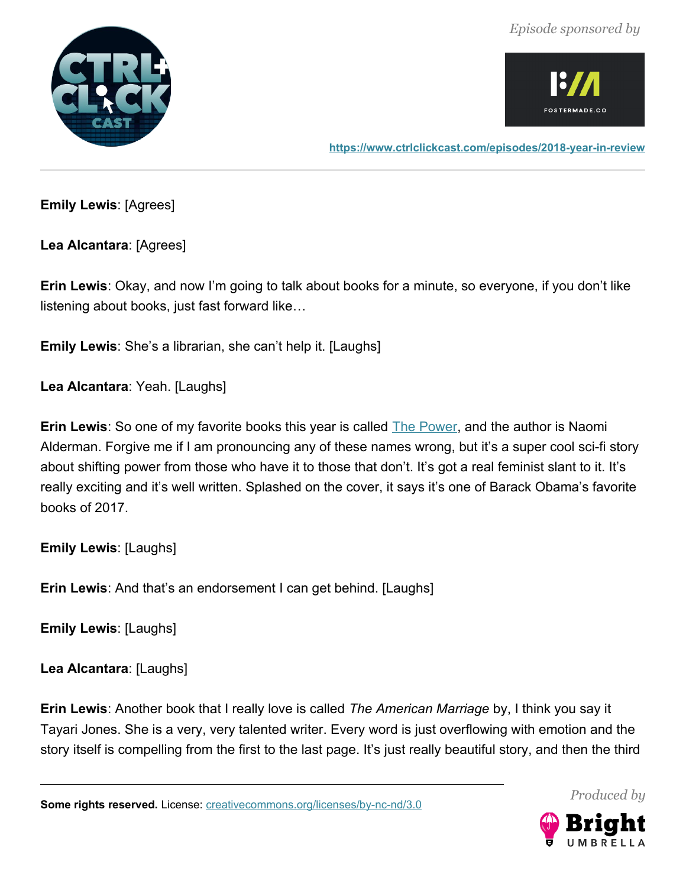**Emily Lewis**: [Agrees]

**Lea Alcantara**: [Agrees]

**Erin Lewis**: Okay, and now I'm going to talk about books for a minute, so everyone, if you don't like listening about books, just fast forward like…

**Emily Lewis**: She's a librarian, she can't help it. [Laughs]

**Lea Alcantara**: Yeah. [Laughs]

**Erin Lewis**: So one of my favorite books this year is called [The Power](), and the author is Naomi Alderman. Forgive me if I am pronouncing any of these names wrong, but it's a super cool sci-fi story about shifting power from those who have it to those that don't. It's got a real feminist slant to it. It's really exciting and it's well written. Splashed on the cover, it says it's one of Barack Obama's favorite books of 2017.

**Emily Lewis**: [Laughs]

**Erin Lewis**: And that's an endorsement I can get behind. [Laughs]

**Emily Lewis**: [Laughs]

**Lea Alcantara**: [Laughs]

**Erin Lewis**: Another book that I really love is called *The American Marriage* by, I think you say it Tayari Jones. She is a very, very talented writer. Every word is just overflowing with emotion and the story itself is compelling from the first to the last page. It's just really beautiful story, and then the third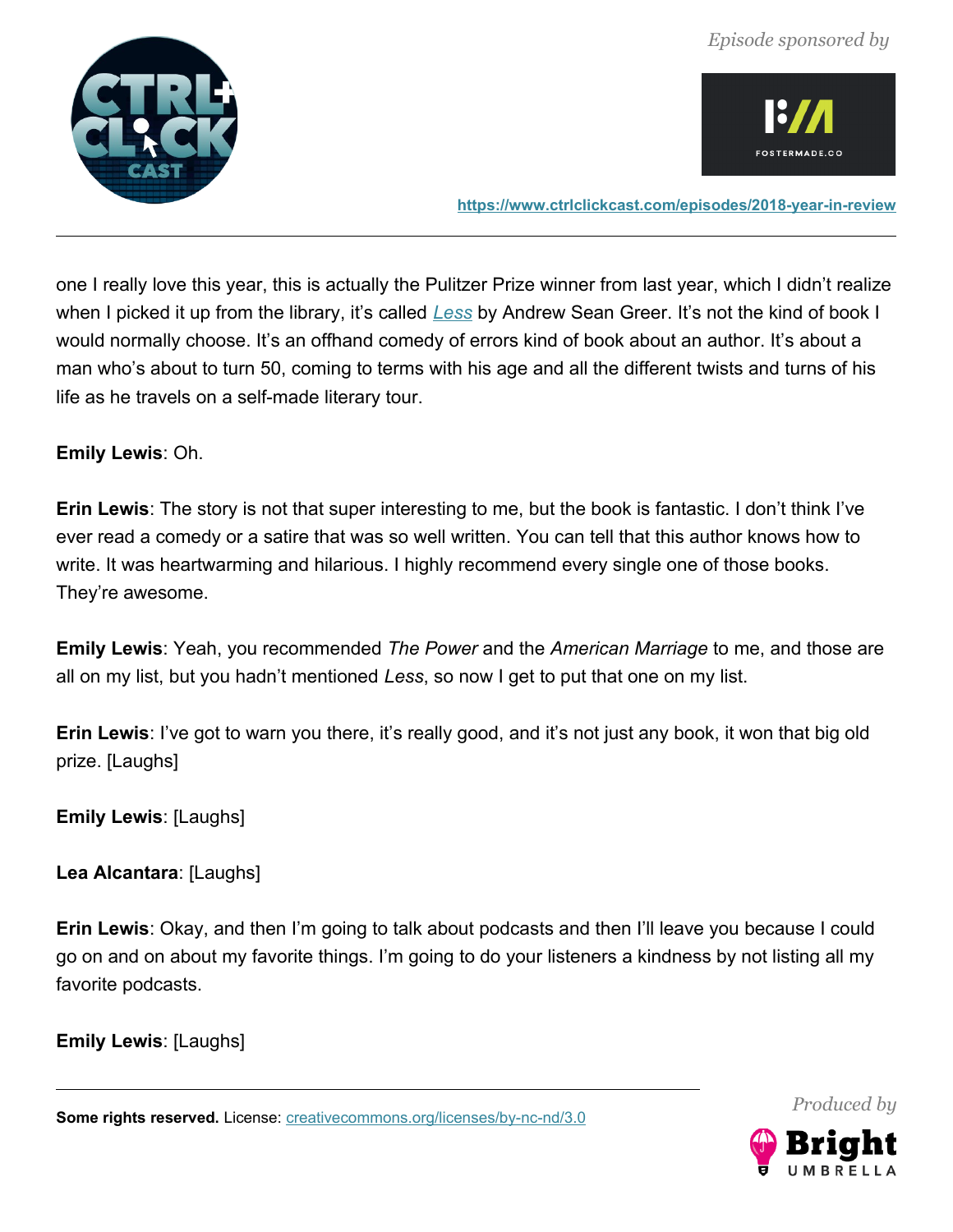one I really love this year, this is actually the Pulitzer Prize winner from last year, which I didn't realize when I picked it up from the library, it's called *Less* by Andrew Sean Greer. It's not the kind of book I would normally choose. It's an offhand comedy of errors kind of book about an author. It's about a man who's about to turn 50, coming to terms with his age and all the different twists and turns of his life as he travels on a self-made literary tour.

**Emily Lewis**: Oh.

**Erin Lewis**: The story is not that super interesting to me, but the book is fantastic. I don't think I've ever read a comedy or a satire that was so well written. You can tell that this author knows how to write. It was heartwarming and hilarious. I highly recommend every single one of those books. They're awesome.

**Emily Lewis**: Yeah, you recommended *The Power* and the *American Marriage* to me, and those are all on my list, but you hadn't mentioned *Less*, so now I get to put that one on my list.

**Erin Lewis**: I've got to warn you there, it's really good, and it's not just any book, it won that big old prize. [Laughs]

**Emily Lewis**: [Laughs]

**Lea Alcantara**: [Laughs]

**Erin Lewis**: Okay, and then I'm going to talk about podcasts and then I'll leave you because I could go on and on about my favorite things. I'm going to do your listeners a kindness by not listing all my favorite podcasts.

**Emily Lewis**: [Laughs]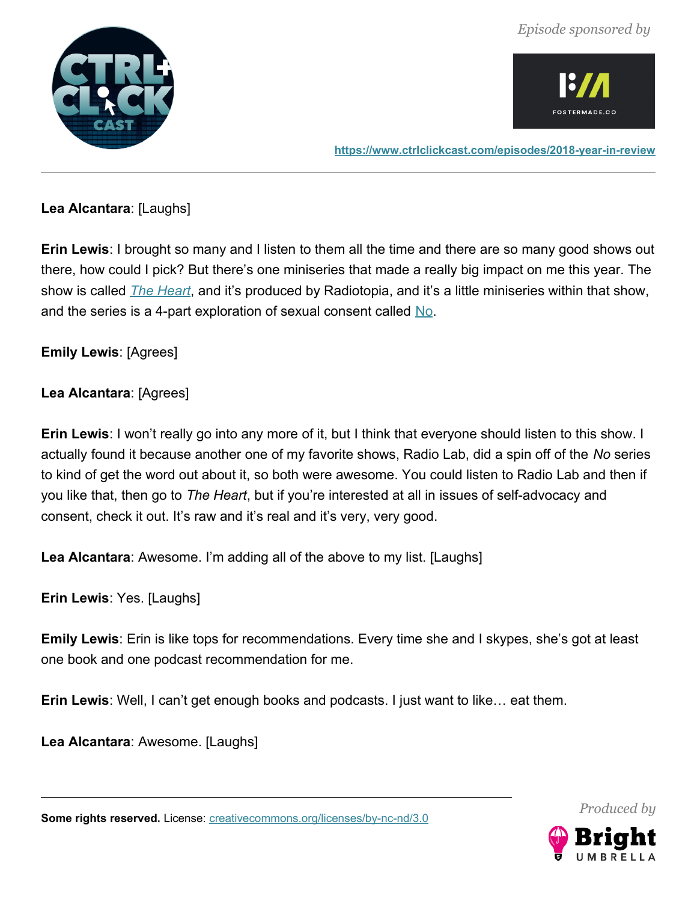**Lea Alcantara**: [Laughs]

**Erin Lewis**: I brought so many and I listen to them all the time and there are so many good shows out there, how could I pick? But there's one miniseries that made a really big impact on me this year. The show is called *The Heart*, and it's produced by Radiotopia, and it's a little miniseries within that show, and the series is a 4-part exploration of sexual consent called No.

**Emily Lewis**: [Agrees]

**Lea Alcantara**: [Agrees]

**Erin Lewis**: I won't really go into any more of it, but I think that everyone should listen to this show. I actually found it because another one of my favorite shows, Radio Lab, did a spin off of the *No* series to kind of get the word out about it, so both were awesome. You could listen to Radio Lab and then if you like that, then go to *The Heart*, but if you're interested at all in issues of self-advocacy and consent, check it out. It's raw and it's real and it's very, very good.

**Lea Alcantara**: Awesome. I'm adding all of the above to my list. [Laughs]

**Erin Lewis**: Yes. [Laughs]

**Emily Lewis**: Erin is like tops for recommendations. Every time she and I skypes, she's got at least one book and one podcast recommendation for me.

**Erin Lewis**: Well, I can't get enough books and podcasts. I just want to like… eat them.

**Lea Alcantara**: Awesome. [Laughs]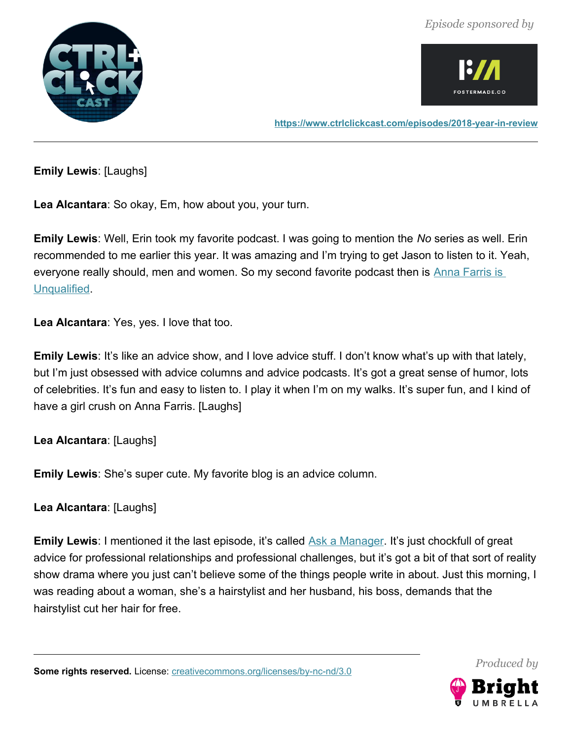**Emily Lewis**: [Laughs]

**Lea Alcantara**: So okay, Em, how about you, your turn.

**Emily Lewis**: Well, Erin took my favorite podcast. I was going to mention the *No* series as well. Erin recommended to me earlier this year. It was amazing and I'm trying to get Jason to listen to it. Yeah, everyone really should, men and women. So my second favorite podcast then is [Anna Farris is Unqualified](#).

**Lea Alcantara**: Yes, yes. I love that too.

**Emily Lewis**: It's like an advice show, and I love advice stuff. I don't know what's up with that lately, but I'm just obsessed with advice columns and advice podcasts. It's got a great sense of humor, lots of celebrities. It's fun and easy to listen to. I play it when I'm on my walks. It's super fun, and I kind of have a girl crush on Anna Farris. [Laughs]

**Lea Alcantara**: [Laughs]

**Emily Lewis**: She's super cute. My favorite blog is an advice column.

**Lea Alcantara**: [Laughs]

**Emily Lewis**: I mentioned it the last episode, it's called [Ask a Manager](#). It's just chockfull of great advice for professional relationships and professional challenges, but it's got a bit of that sort of reality show drama where you just can't believe some of the things people write in about. Just this morning, I was reading about a woman, she's a hairstylist and her husband, his boss, demands that the hairstylist cut her hair for free.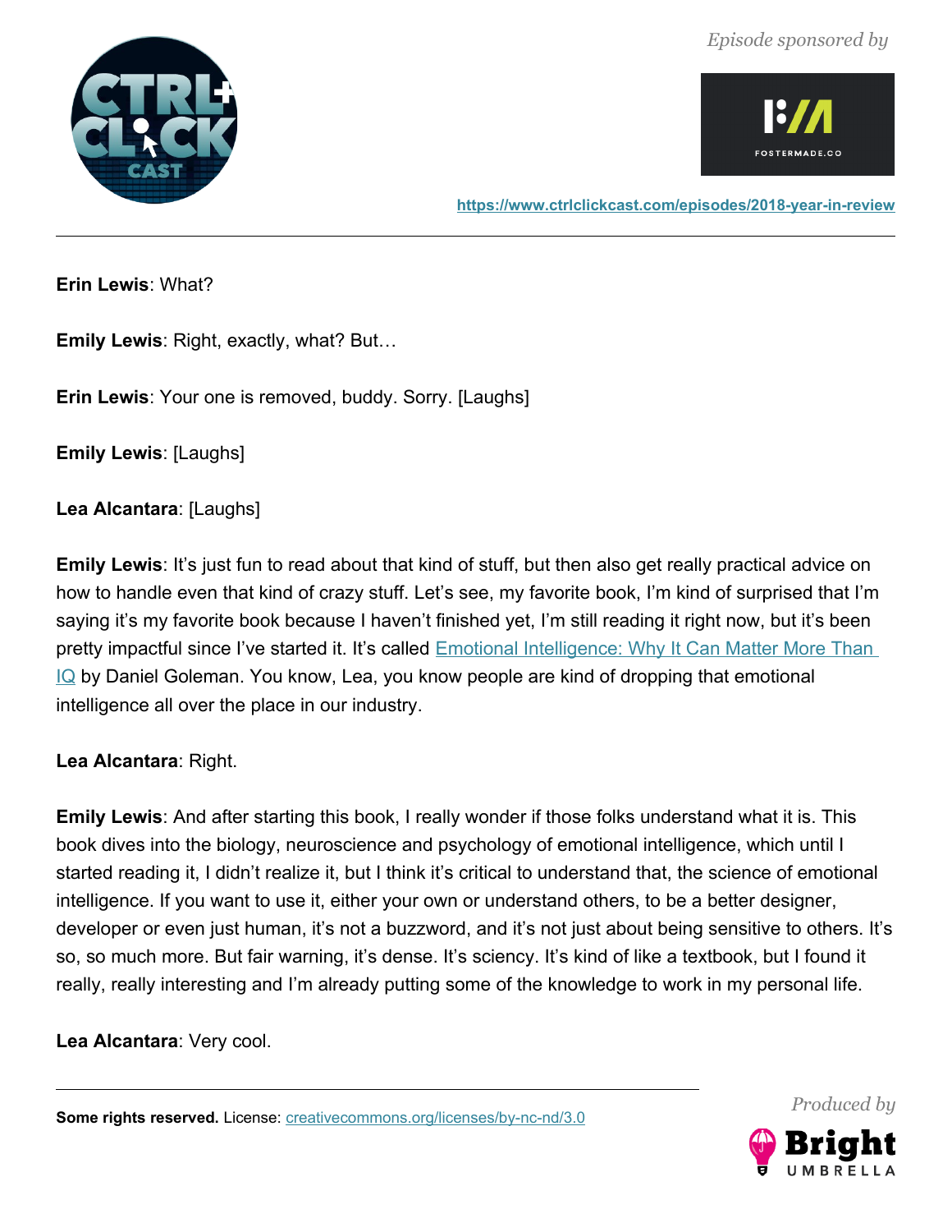**Erin Lewis**: What?

**Emily Lewis**: Right, exactly, what? But…

**Erin Lewis**: Your one is removed, buddy. Sorry. [Laughs]

**Emily Lewis**: [Laughs]

**Lea Alcantara**: [Laughs]

**Emily Lewis**: It's just fun to read about that kind of stuff, but then also get really practical advice on how to handle even that kind of crazy stuff. Let's see, my favorite book, I'm kind of surprised that I'm saying it's my favorite book because I haven't finished yet, I'm still reading it right now, but it's been pretty impactful since I've started it. It's called [Emotional Intelligence: Why It Can Matter More Than IQ](#) by Daniel Goleman. You know, Lea, you know people are kind of dropping that emotional intelligence all over the place in our industry.

**Lea Alcantara**: Right.

**Emily Lewis**: And after starting this book, I really wonder if those folks understand what it is. This book dives into the biology, neuroscience and psychology of emotional intelligence, which until I started reading it, I didn't realize it, but I think it's critical to understand that, the science of emotional intelligence. If you want to use it, either your own or understand others, to be a better designer, developer or even just human, it's not a buzzword, and it's not just about being sensitive to others. It's so, so much more. But fair warning, it's dense. It's sciency. It's kind of like a textbook, but I found it really, really interesting and I'm already putting some of the knowledge to work in my personal life.

**Lea Alcantara**: Very cool.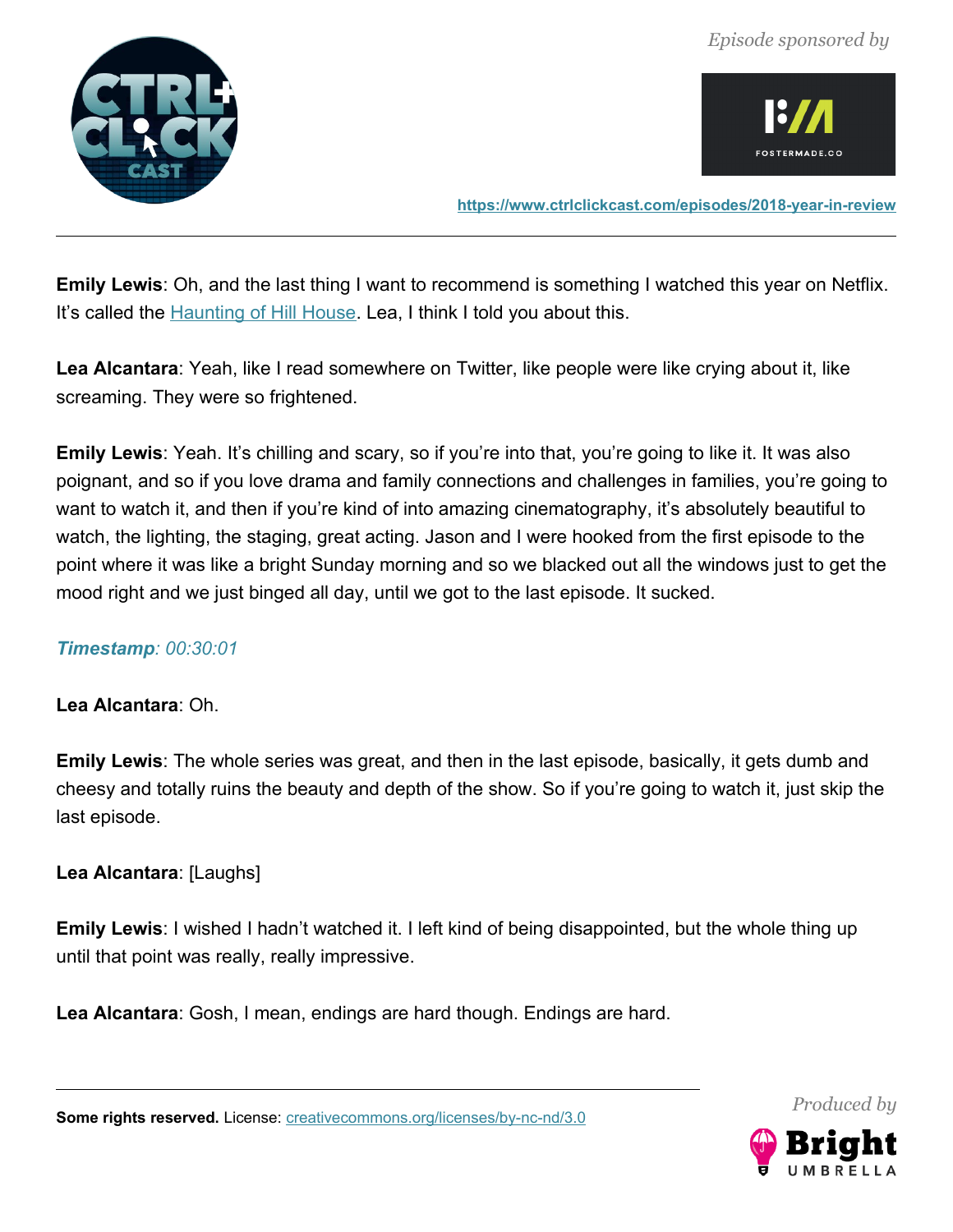**Emily Lewis**: Oh, and the last thing I want to recommend is something I watched this year on Netflix. It's called the [Haunting of Hill House](https://www.netflix.com/title/80189221). Lea, I think I told you about this.

**Lea Alcantara**: Yeah, like I read somewhere on Twitter, like people were like crying about it, like screaming. They were so frightened.

**Emily Lewis**: Yeah. It's chilling and scary, so if you're into that, you're going to like it. It was also poignant, and so if you love drama and family connections and challenges in families, you're going to want to watch it, and then if you're kind of into amazing cinematography, it's absolutely beautiful to watch, the lighting, the staging, great acting. Jason and I were hooked from the first episode to the point where it was like a bright Sunday morning and so we blacked out all the windows just to get the mood right and we just binged all day, until we got to the last episode. It sucked.

***Timestamp**: 00:30:01*

**Lea Alcantara**: Oh.

**Emily Lewis**: The whole series was great, and then in the last episode, basically, it gets dumb and cheesy and totally ruins the beauty and depth of the show. So if you're going to watch it, just skip the last episode.

**Lea Alcantara**: [Laughs]

**Emily Lewis**: I wished I hadn't watched it. I left kind of being disappointed, but the whole thing up until that point was really, really impressive.

**Lea Alcantara**: Gosh, I mean, endings are hard though. Endings are hard.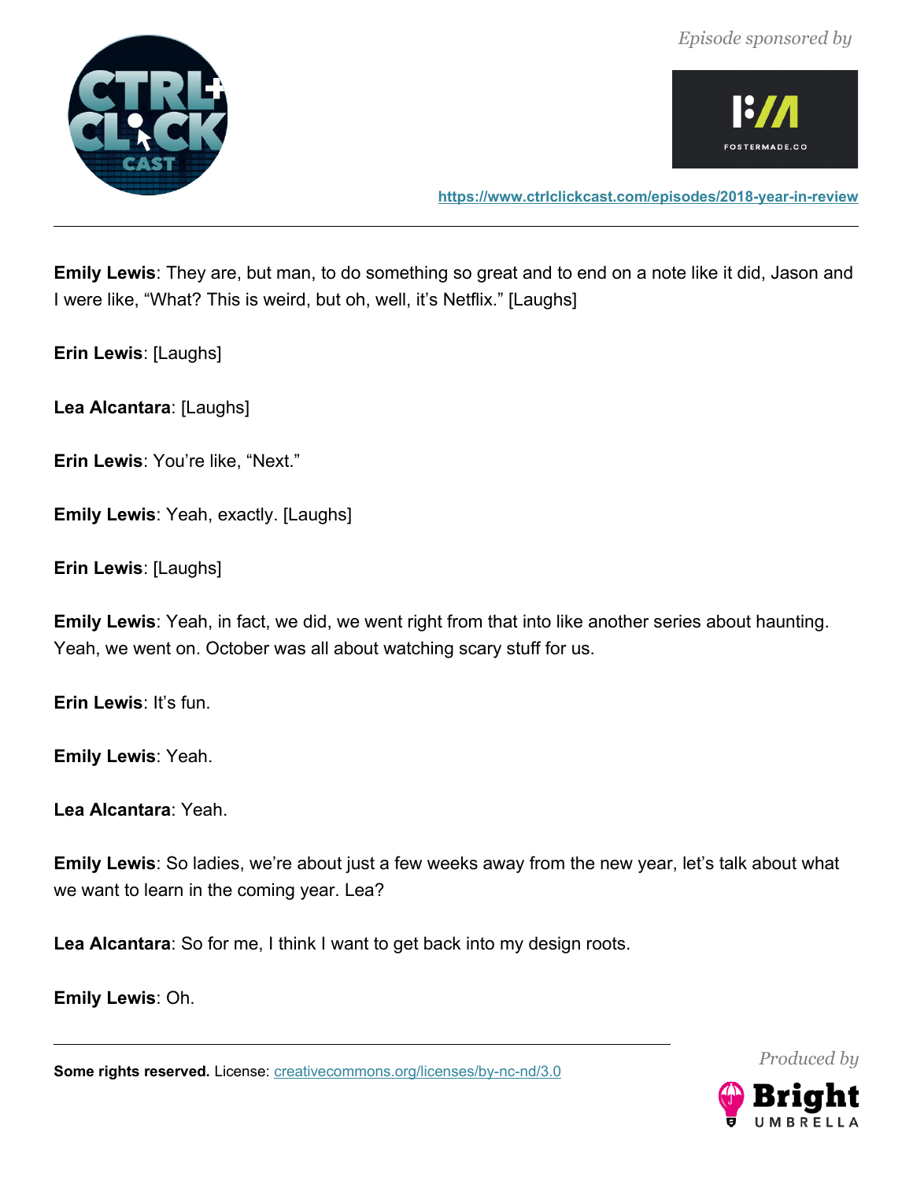**Emily Lewis**: They are, but man, to do something so great and to end on a note like it did, Jason and I were like, "What? This is weird, but oh, well, it's Netflix." [Laughs]

**Erin Lewis**: [Laughs]

**Lea Alcantara**: [Laughs]

**Erin Lewis**: You're like, "Next."

**Emily Lewis**: Yeah, exactly. [Laughs]

**Erin Lewis**: [Laughs]

**Emily Lewis**: Yeah, in fact, we did, we went right from that into like another series about haunting. Yeah, we went on. October was all about watching scary stuff for us.

**Erin Lewis**: It's fun.

**Emily Lewis**: Yeah.

**Lea Alcantara**: Yeah.

**Emily Lewis**: So ladies, we're about just a few weeks away from the new year, let's talk about what we want to learn in the coming year. Lea?

**Lea Alcantara**: So for me, I think I want to get back into my design roots.

**Emily Lewis**: Oh.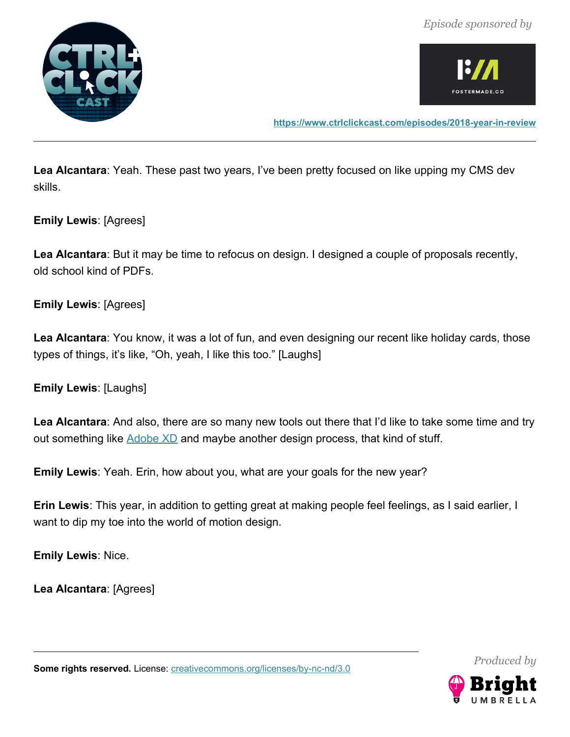**Lea Alcantara**: Yeah. These past two years, I've been pretty focused on like upping my CMS dev skills.

**Emily Lewis**: [Agrees]

**Lea Alcantara**: But it may be time to refocus on design. I designed a couple of proposals recently, old school kind of PDFs.

**Emily Lewis**: [Agrees]

**Lea Alcantara**: You know, it was a lot of fun, and even designing our recent like holiday cards, those types of things, it's like, "Oh, yeah, I like this too." [Laughs]

**Emily Lewis**: [Laughs]

**Lea Alcantara**: And also, there are so many new tools out there that I'd like to take some time and try out something like Adobe XD and maybe another design process, that kind of stuff.

**Emily Lewis**: Yeah. Erin, how about you, what are your goals for the new year?

**Erin Lewis**: This year, in addition to getting great at making people feel feelings, as I said earlier, I want to dip my toe into the world of motion design.

**Emily Lewis**: Nice.

**Lea Alcantara**: [Agrees]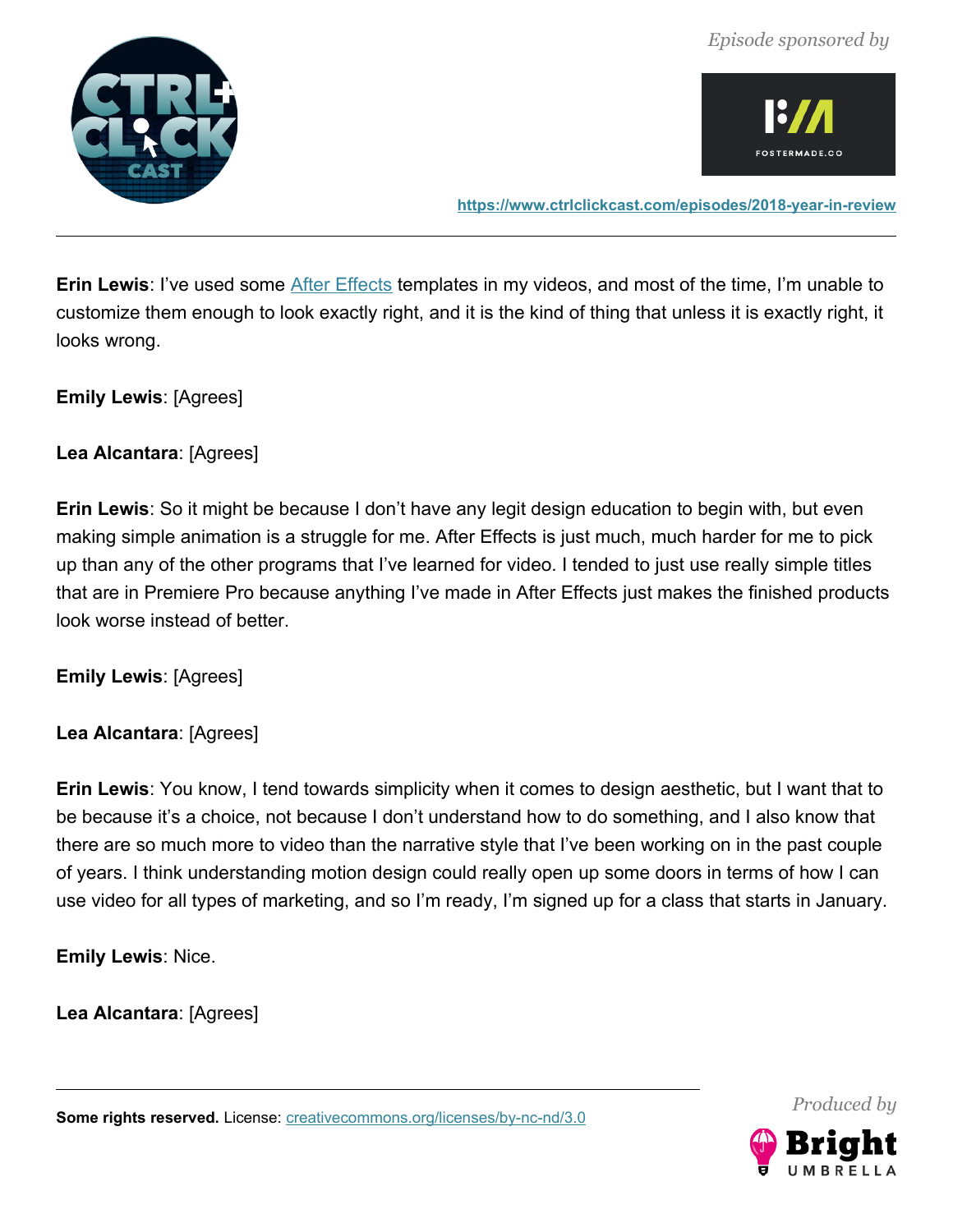**Erin Lewis**: I've used some After Effects templates in my videos, and most of the time, I'm unable to customize them enough to look exactly right, and it is the kind of thing that unless it is exactly right, it looks wrong.

**Emily Lewis**: [Agrees]

**Lea Alcantara**: [Agrees]

**Erin Lewis**: So it might be because I don't have any legit design education to begin with, but even making simple animation is a struggle for me. After Effects is just much, much harder for me to pick up than any of the other programs that I've learned for video. I tended to just use really simple titles that are in Premiere Pro because anything I've made in After Effects just makes the finished products look worse instead of better.

**Emily Lewis**: [Agrees]

**Lea Alcantara**: [Agrees]

**Erin Lewis**: You know, I tend towards simplicity when it comes to design aesthetic, but I want that to be because it's a choice, not because I don't understand how to do something, and I also know that there are so much more to video than the narrative style that I've been working on in the past couple of years. I think understanding motion design could really open up some doors in terms of how I can use video for all types of marketing, and so I'm ready, I'm signed up for a class that starts in January.

**Emily Lewis**: Nice.

**Lea Alcantara**: [Agrees]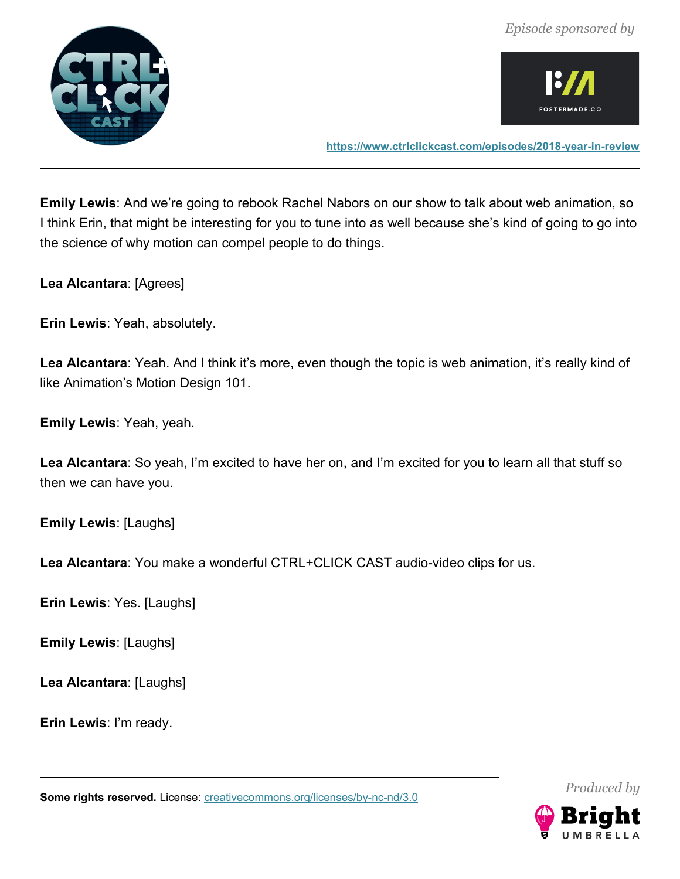**Emily Lewis**: And we're going to rebook Rachel Nabors on our show to talk about web animation, so I think Erin, that might be interesting for you to tune into as well because she's kind of going to go into the science of why motion can compel people to do things.

**Lea Alcantara**: [Agrees]

**Erin Lewis**: Yeah, absolutely.

**Lea Alcantara**: Yeah. And I think it's more, even though the topic is web animation, it's really kind of like Animation's Motion Design 101.

**Emily Lewis**: Yeah, yeah.

**Lea Alcantara**: So yeah, I'm excited to have her on, and I'm excited for you to learn all that stuff so then we can have you.

**Emily Lewis**: [Laughs]

**Lea Alcantara**: You make a wonderful CTRL+CLICK CAST audio-video clips for us.

**Erin Lewis**: Yes. [Laughs]

**Emily Lewis**: [Laughs]

**Lea Alcantara**: [Laughs]

**Erin Lewis**: I'm ready.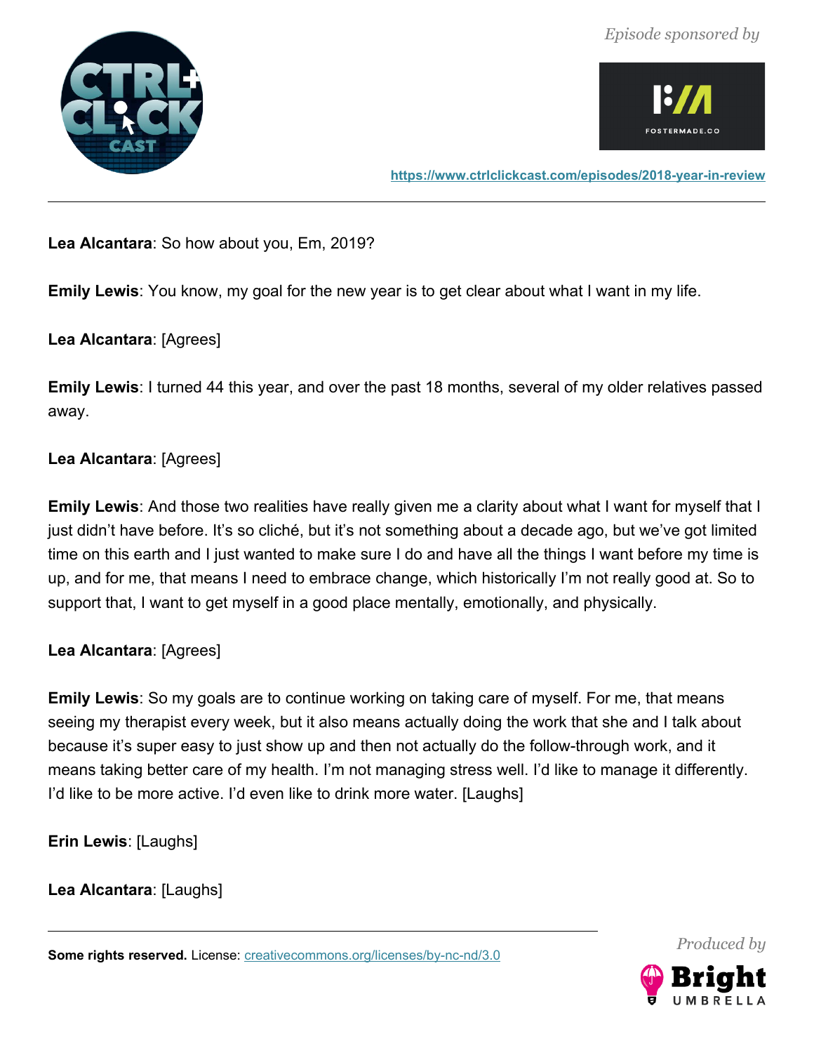**Lea Alcantara**: So how about you, Em, 2019?

**Emily Lewis**: You know, my goal for the new year is to get clear about what I want in my life.

**Lea Alcantara**: [Agrees]

**Emily Lewis**: I turned 44 this year, and over the past 18 months, several of my older relatives passed away.

**Lea Alcantara**: [Agrees]

**Emily Lewis**: And those two realities have really given me a clarity about what I want for myself that I just didn't have before. It's so cliché, but it's not something about a decade ago, but we've got limited time on this earth and I just wanted to make sure I do and have all the things I want before my time is up, and for me, that means I need to embrace change, which historically I'm not really good at. So to support that, I want to get myself in a good place mentally, emotionally, and physically.

**Lea Alcantara**: [Agrees]

**Emily Lewis**: So my goals are to continue working on taking care of myself. For me, that means seeing my therapist every week, but it also means actually doing the work that she and I talk about because it's super easy to just show up and then not actually do the follow-through work, and it means taking better care of my health. I'm not managing stress well. I'd like to manage it differently. I'd like to be more active. I'd even like to drink more water. [Laughs]

**Erin Lewis**: [Laughs]

**Lea Alcantara**: [Laughs]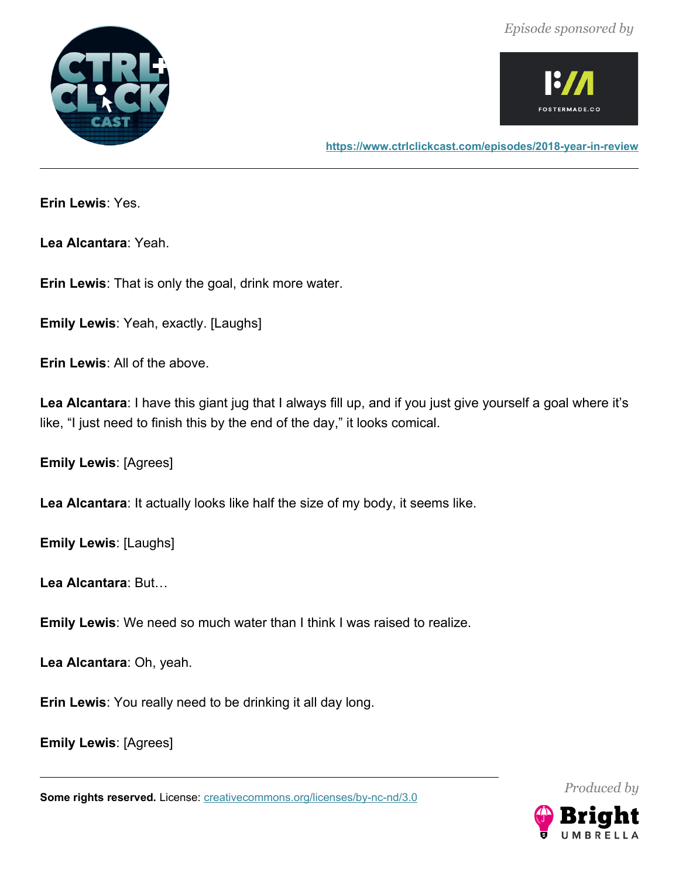**Erin Lewis**: Yes.

**Lea Alcantara**: Yeah.

**Erin Lewis**: That is only the goal, drink more water.

**Emily Lewis**: Yeah, exactly. [Laughs]

**Erin Lewis**: All of the above.

**Lea Alcantara**: I have this giant jug that I always fill up, and if you just give yourself a goal where it's like, "I just need to finish this by the end of the day," it looks comical.

**Emily Lewis**: [Agrees]

**Lea Alcantara**: It actually looks like half the size of my body, it seems like.

**Emily Lewis**: [Laughs]

**Lea Alcantara**: But…

**Emily Lewis**: We need so much water than I think I was raised to realize.

**Lea Alcantara**: Oh, yeah.

**Erin Lewis**: You really need to be drinking it all day long.

**Emily Lewis**: [Agrees]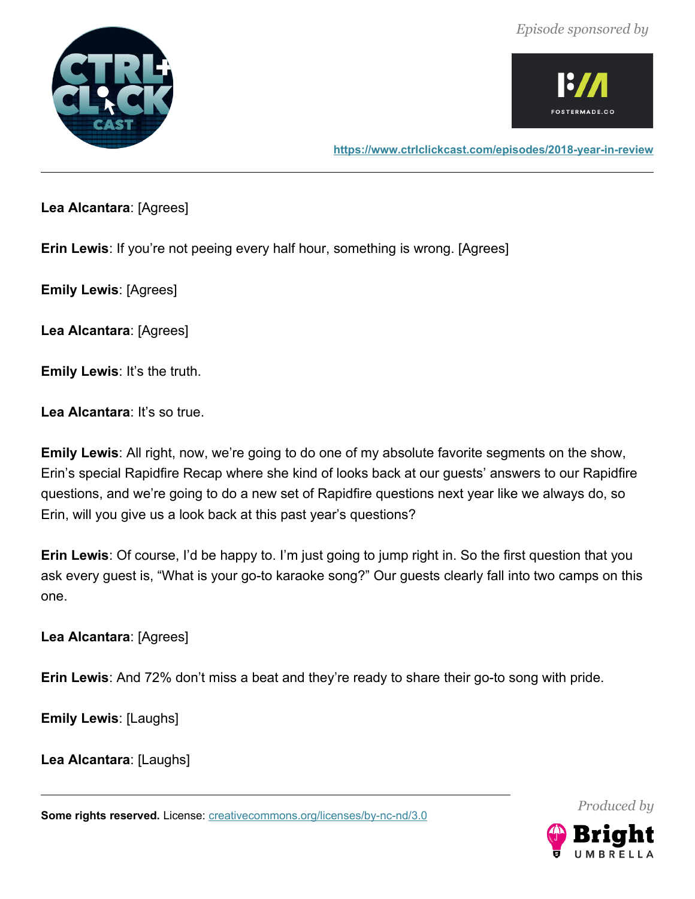**Lea Alcantara**: [Agrees]

**Erin Lewis**: If you're not peeing every half hour, something is wrong. [Agrees]

**Emily Lewis**: [Agrees]

**Lea Alcantara**: [Agrees]

**Emily Lewis**: It's the truth.

**Lea Alcantara**: It's so true.

**Emily Lewis**: All right, now, we're going to do one of my absolute favorite segments on the show, Erin's special Rapidfire Recap where she kind of looks back at our guests' answers to our Rapidfire questions, and we're going to do a new set of Rapidfire questions next year like we always do, so Erin, will you give us a look back at this past year's questions?

**Erin Lewis**: Of course, I'd be happy to. I'm just going to jump right in. So the first question that you ask every guest is, "What is your go-to karaoke song?" Our guests clearly fall into two camps on this one.

**Lea Alcantara**: [Agrees]

**Erin Lewis**: And 72% don't miss a beat and they're ready to share their go-to song with pride.

**Emily Lewis**: [Laughs]

**Lea Alcantara**: [Laughs]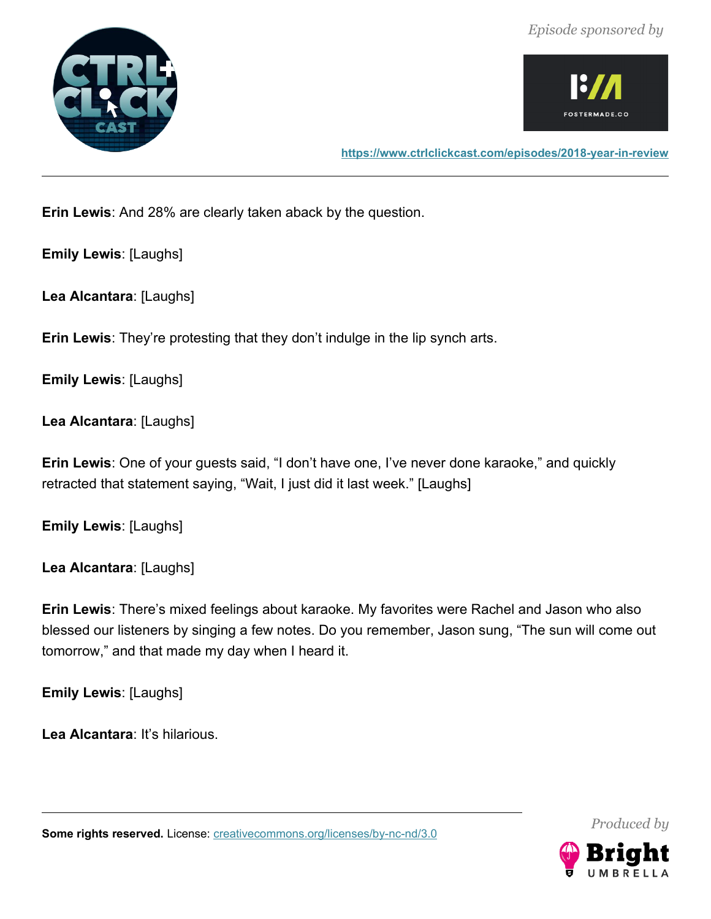**Erin Lewis**: And 28% are clearly taken aback by the question.

**Emily Lewis**: [Laughs]

**Lea Alcantara**: [Laughs]

**Erin Lewis**: They're protesting that they don't indulge in the lip synch arts.

**Emily Lewis**: [Laughs]

**Lea Alcantara**: [Laughs]

**Erin Lewis**: One of your guests said, "I don't have one, I've never done karaoke," and quickly retracted that statement saying, "Wait, I just did it last week." [Laughs]

**Emily Lewis**: [Laughs]

**Lea Alcantara**: [Laughs]

**Erin Lewis**: There's mixed feelings about karaoke. My favorites were Rachel and Jason who also blessed our listeners by singing a few notes. Do you remember, Jason sung, "The sun will come out tomorrow," and that made my day when I heard it.

**Emily Lewis**: [Laughs]

**Lea Alcantara**: It's hilarious.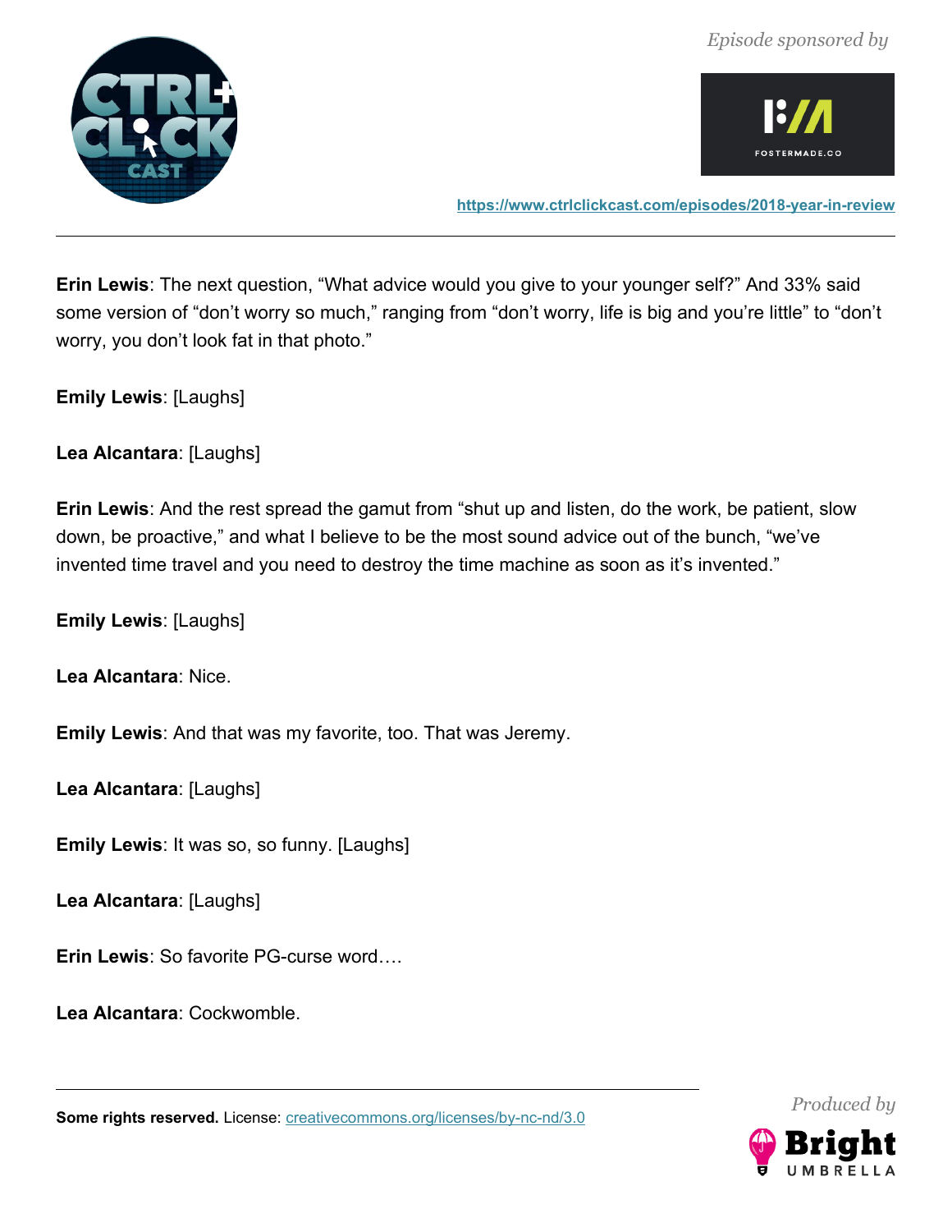**Erin Lewis**: The next question, "What advice would you give to your younger self?" And 33% said some version of "don't worry so much," ranging from "don't worry, life is big and you're little" to "don't worry, you don't look fat in that photo."

**Emily Lewis**: [Laughs]

**Lea Alcantara**: [Laughs]

**Erin Lewis**: And the rest spread the gamut from "shut up and listen, do the work, be patient, slow down, be proactive," and what I believe to be the most sound advice out of the bunch, "we've invented time travel and you need to destroy the time machine as soon as it's invented."

**Emily Lewis**: [Laughs]

**Lea Alcantara**: Nice.

**Emily Lewis**: And that was my favorite, too. That was Jeremy.

**Lea Alcantara**: [Laughs]

**Emily Lewis**: It was so, so funny. [Laughs]

**Lea Alcantara**: [Laughs]

**Erin Lewis**: So favorite PG-curse word….

**Lea Alcantara**: Cockwomble.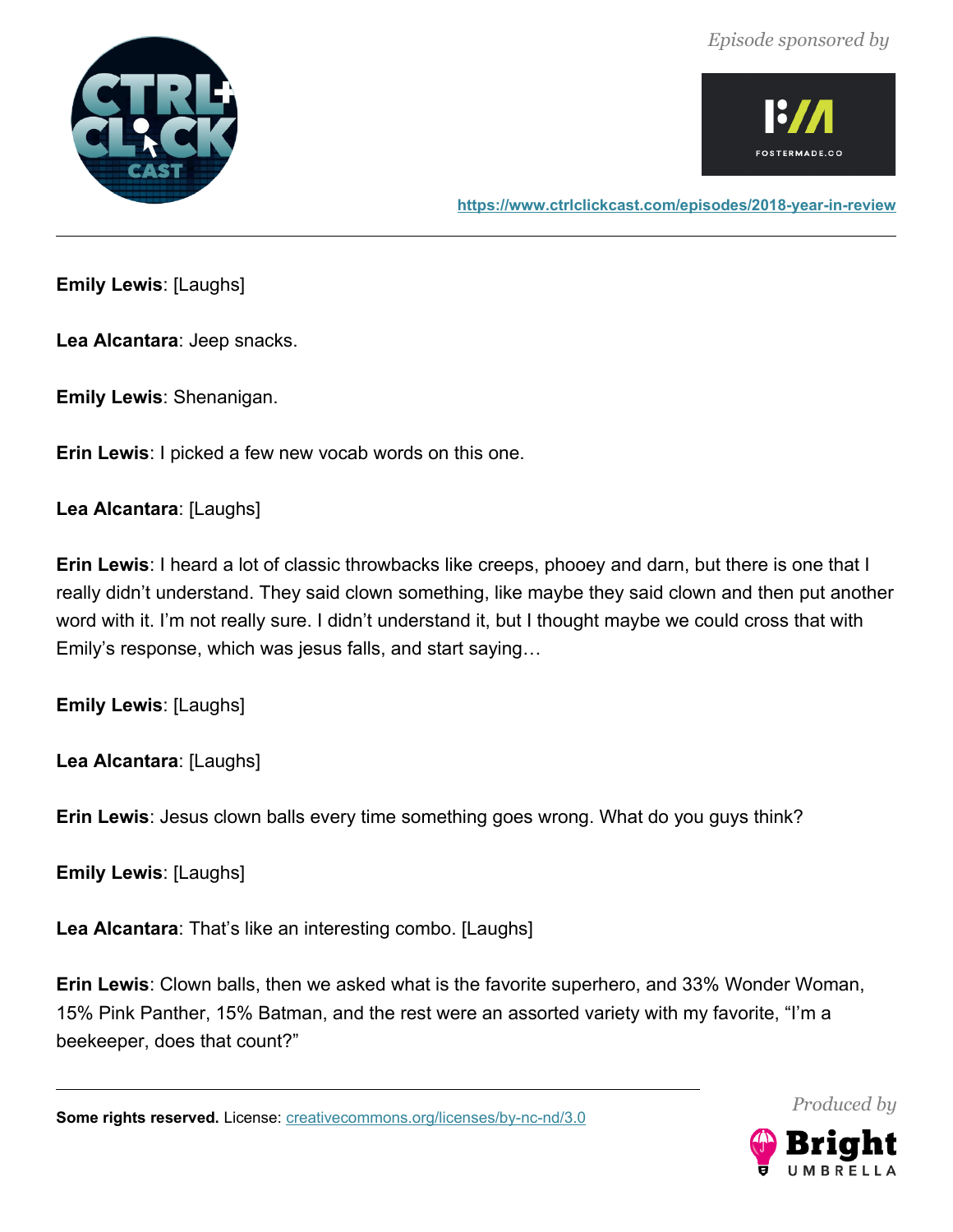**Emily Lewis**: [Laughs]

**Lea Alcantara**: Jeep snacks.

**Emily Lewis**: Shenanigan.

**Erin Lewis**: I picked a few new vocab words on this one.

**Lea Alcantara**: [Laughs]

**Erin Lewis**: I heard a lot of classic throwbacks like creeps, phooey and darn, but there is one that I really didn't understand. They said clown something, like maybe they said clown and then put another word with it. I'm not really sure. I didn't understand it, but I thought maybe we could cross that with Emily's response, which was jesus falls, and start saying…

**Emily Lewis**: [Laughs]

**Lea Alcantara**: [Laughs]

**Erin Lewis**: Jesus clown balls every time something goes wrong. What do you guys think?

**Emily Lewis**: [Laughs]

**Lea Alcantara**: That's like an interesting combo. [Laughs]

**Erin Lewis**: Clown balls, then we asked what is the favorite superhero, and 33% Wonder Woman, 15% Pink Panther, 15% Batman, and the rest were an assorted variety with my favorite, "I'm a beekeeper, does that count?"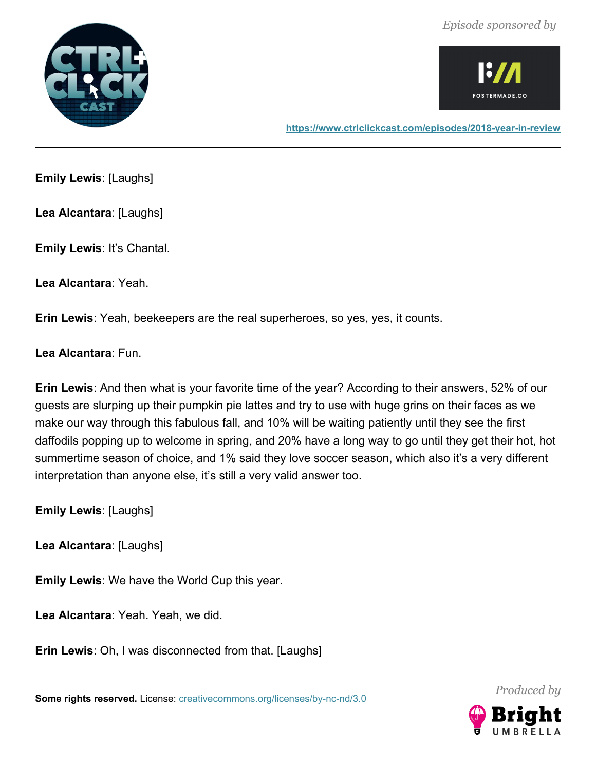**Emily Lewis**: [Laughs]

**Lea Alcantara**: [Laughs]

**Emily Lewis**: It's Chantal.

**Lea Alcantara**: Yeah.

**Erin Lewis**: Yeah, beekeepers are the real superheroes, so yes, yes, it counts.

**Lea Alcantara**: Fun.

**Erin Lewis**: And then what is your favorite time of the year? According to their answers, 52% of our guests are slurping up their pumpkin pie lattes and try to use with huge grins on their faces as we make our way through this fabulous fall, and 10% will be waiting patiently until they see the first daffodils popping up to welcome in spring, and 20% have a long way to go until they get their hot, hot summertime season of choice, and 1% said they love soccer season, which also it's a very different interpretation than anyone else, it's still a very valid answer too.

**Emily Lewis**: [Laughs]

**Lea Alcantara**: [Laughs]

**Emily Lewis**: We have the World Cup this year.

**Lea Alcantara**: Yeah. Yeah, we did.

**Erin Lewis**: Oh, I was disconnected from that. [Laughs]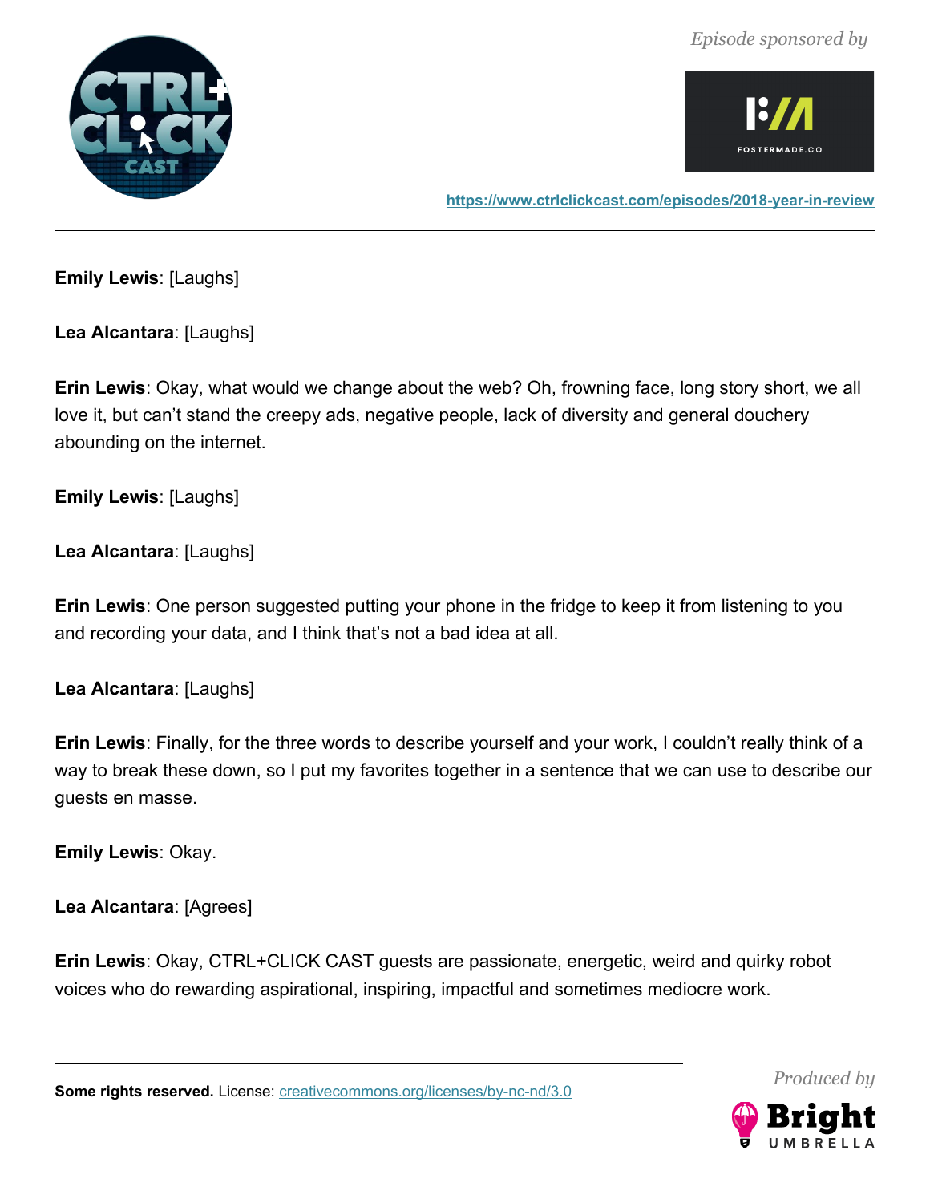**Emily Lewis**: [Laughs]

**Lea Alcantara**: [Laughs]

**Erin Lewis**: Okay, what would we change about the web? Oh, frowning face, long story short, we all love it, but can't stand the creepy ads, negative people, lack of diversity and general douchery abounding on the internet.

**Emily Lewis**: [Laughs]

**Lea Alcantara**: [Laughs]

**Erin Lewis**: One person suggested putting your phone in the fridge to keep it from listening to you and recording your data, and I think that's not a bad idea at all.

**Lea Alcantara**: [Laughs]

**Erin Lewis**: Finally, for the three words to describe yourself and your work, I couldn't really think of a way to break these down, so I put my favorites together in a sentence that we can use to describe our guests en masse.

**Emily Lewis**: Okay.

**Lea Alcantara**: [Agrees]

**Erin Lewis**: Okay, CTRL+CLICK CAST guests are passionate, energetic, weird and quirky robot voices who do rewarding aspirational, inspiring, impactful and sometimes mediocre work.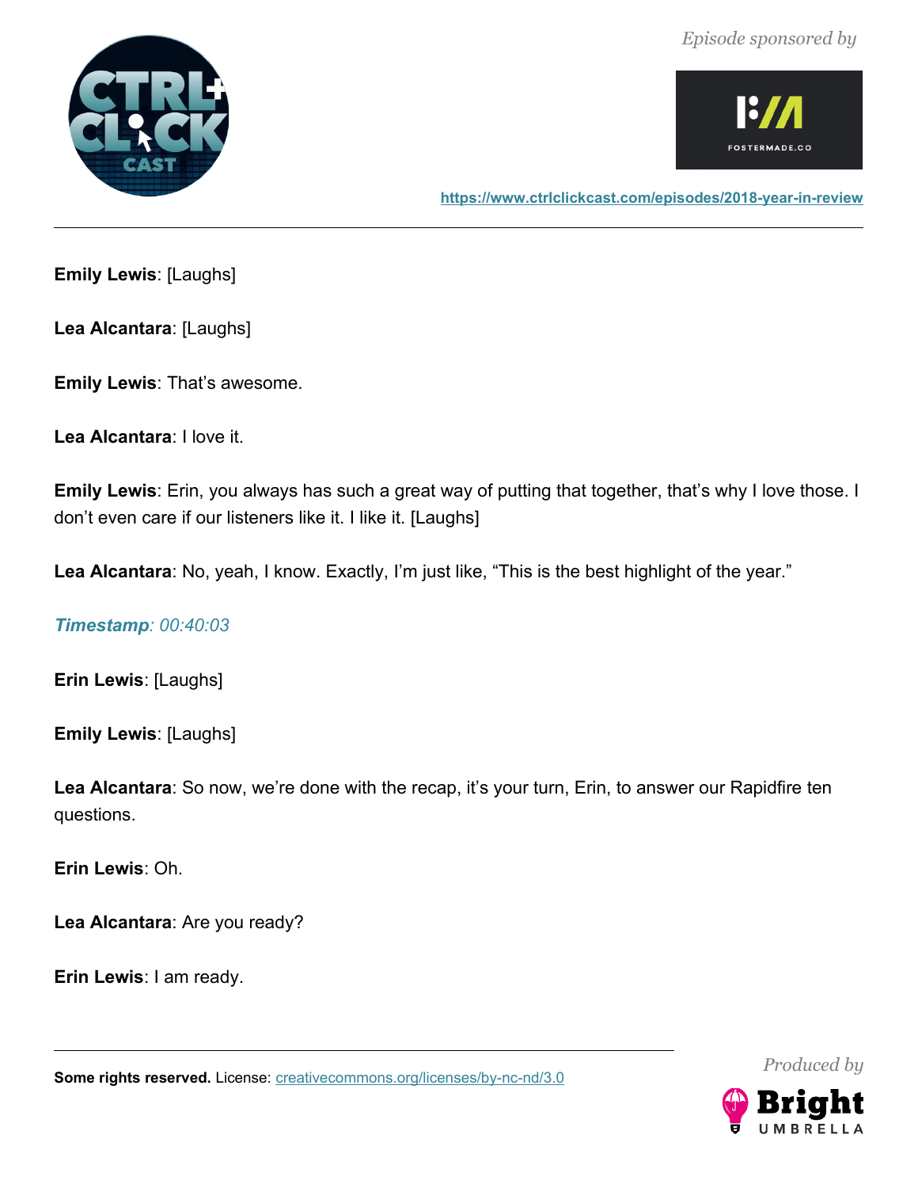**Emily Lewis**: [Laughs]

**Lea Alcantara**: [Laughs]

**Emily Lewis**: That's awesome.

**Lea Alcantara**: I love it.

**Emily Lewis**: Erin, you always has such a great way of putting that together, that's why I love those. I don't even care if our listeners like it. I like it. [Laughs]

**Lea Alcantara**: No, yeah, I know. Exactly, I'm just like, "This is the best highlight of the year."

***Timestamp**: 00:40:03*

**Erin Lewis**: [Laughs]

**Emily Lewis**: [Laughs]

**Lea Alcantara**: So now, we're done with the recap, it's your turn, Erin, to answer our Rapidfire ten questions.

**Erin Lewis**: Oh.

**Lea Alcantara**: Are you ready?

**Erin Lewis**: I am ready.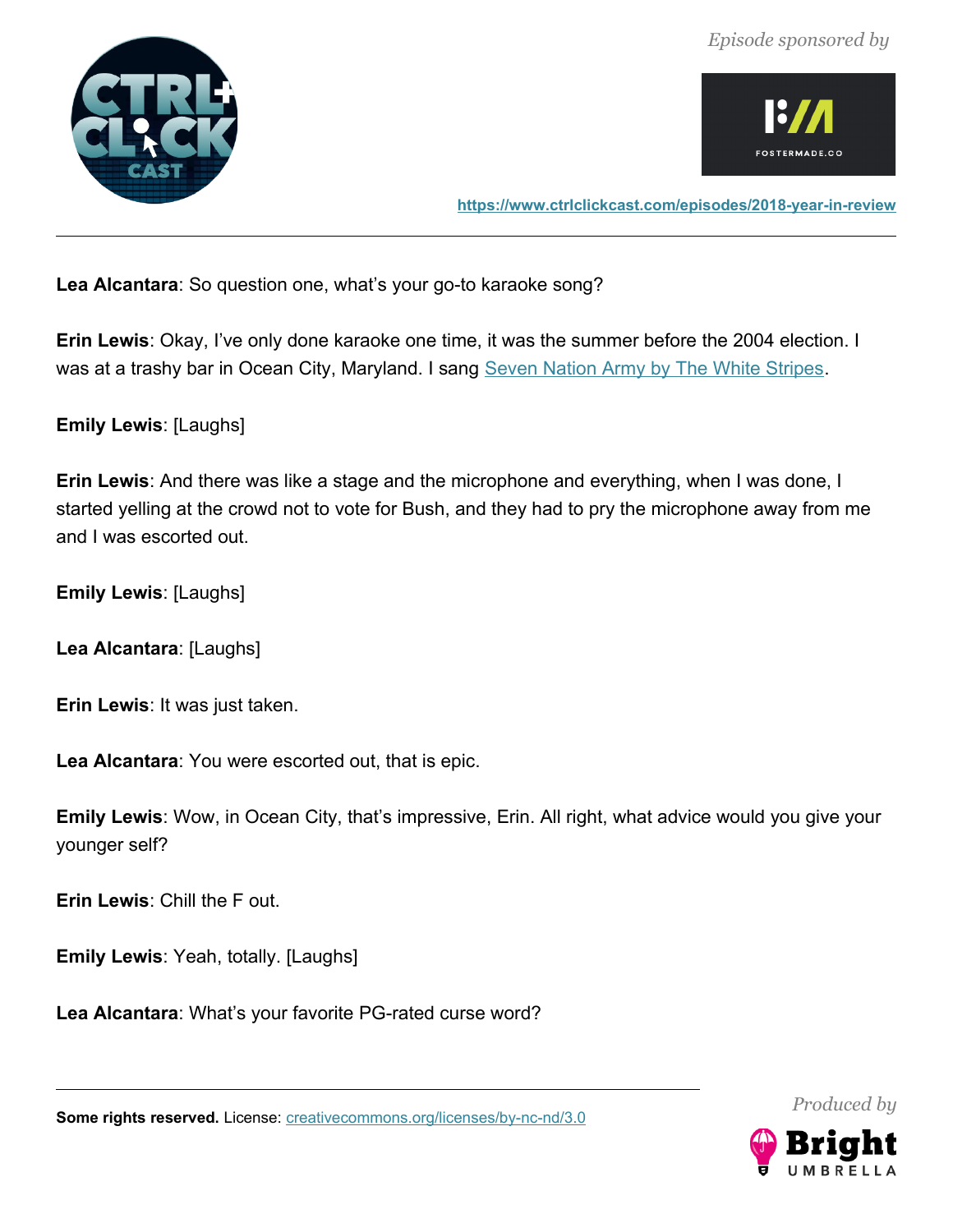**Lea Alcantara**: So question one, what's your go-to karaoke song?

**Erin Lewis**: Okay, I've only done karaoke one time, it was the summer before the 2004 election. I was at a trashy bar in Ocean City, Maryland. I sang Seven Nation Army by The White Stripes.

**Emily Lewis**: [Laughs]

**Erin Lewis**: And there was like a stage and the microphone and everything, when I was done, I started yelling at the crowd not to vote for Bush, and they had to pry the microphone away from me and I was escorted out.

**Emily Lewis**: [Laughs]

**Lea Alcantara**: [Laughs]

**Erin Lewis**: It was just taken.

**Lea Alcantara**: You were escorted out, that is epic.

**Emily Lewis**: Wow, in Ocean City, that's impressive, Erin. All right, what advice would you give your younger self?

**Erin Lewis**: Chill the F out.

**Emily Lewis**: Yeah, totally. [Laughs]

**Lea Alcantara**: What's your favorite PG-rated curse word?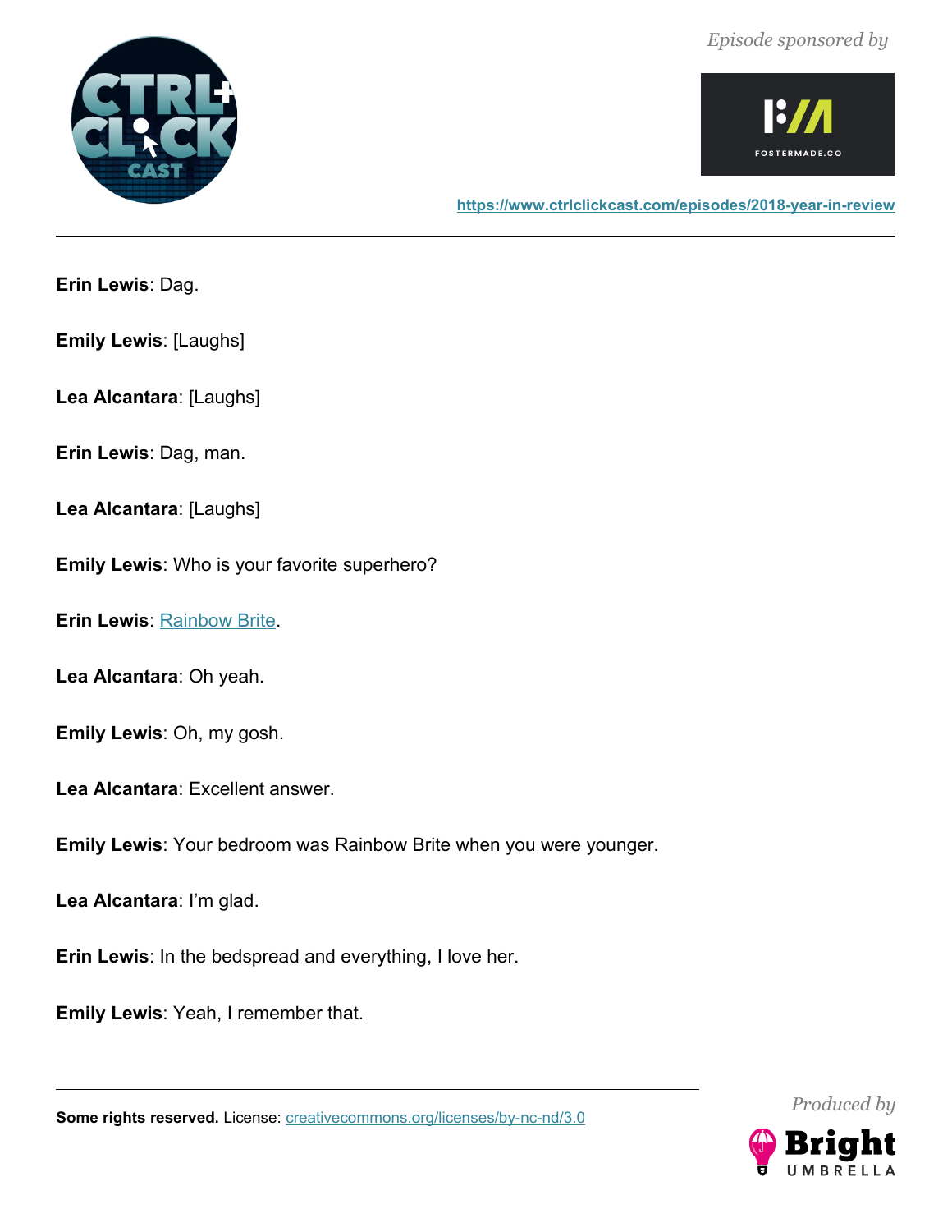**Erin Lewis**: Dag.

**Emily Lewis**: [Laughs]

**Lea Alcantara**: [Laughs]

**Erin Lewis**: Dag, man.

**Lea Alcantara**: [Laughs]

**Emily Lewis**: Who is your favorite superhero?

**Erin Lewis**: Rainbow Brite.

**Lea Alcantara**: Oh yeah.

**Emily Lewis**: Oh, my gosh.

**Lea Alcantara**: Excellent answer.

**Emily Lewis**: Your bedroom was Rainbow Brite when you were younger.

**Lea Alcantara**: I'm glad.

**Erin Lewis**: In the bedspread and everything, I love her.

**Emily Lewis**: Yeah, I remember that.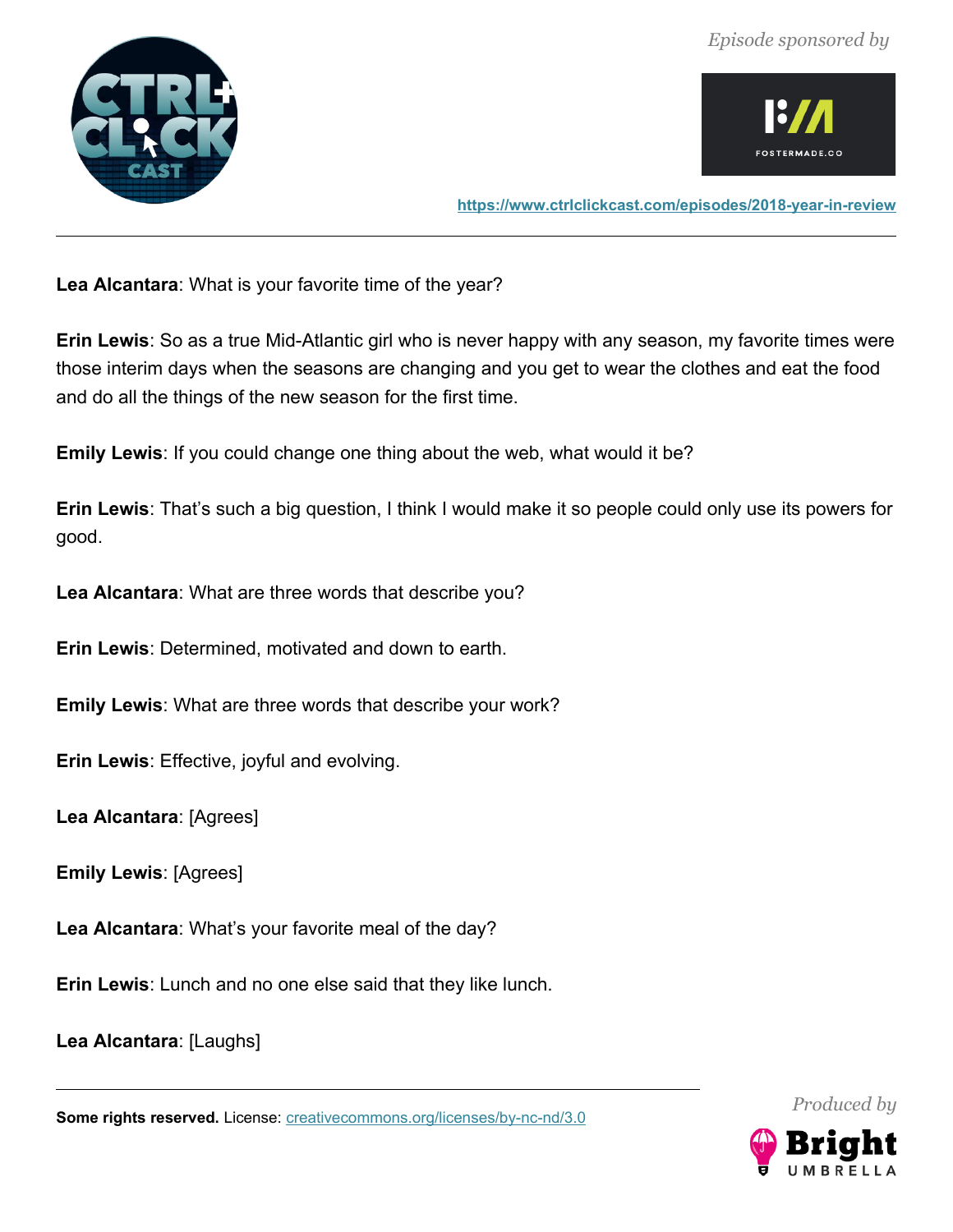**Lea Alcantara**: What is your favorite time of the year?

**Erin Lewis**: So as a true Mid-Atlantic girl who is never happy with any season, my favorite times were those interim days when the seasons are changing and you get to wear the clothes and eat the food and do all the things of the new season for the first time.

**Emily Lewis**: If you could change one thing about the web, what would it be?

**Erin Lewis**: That's such a big question, I think I would make it so people could only use its powers for good.

**Lea Alcantara**: What are three words that describe you?

**Erin Lewis**: Determined, motivated and down to earth.

**Emily Lewis**: What are three words that describe your work?

**Erin Lewis**: Effective, joyful and evolving.

**Lea Alcantara**: [Agrees]

**Emily Lewis**: [Agrees]

**Lea Alcantara**: What's your favorite meal of the day?

**Erin Lewis**: Lunch and no one else said that they like lunch.

**Lea Alcantara**: [Laughs]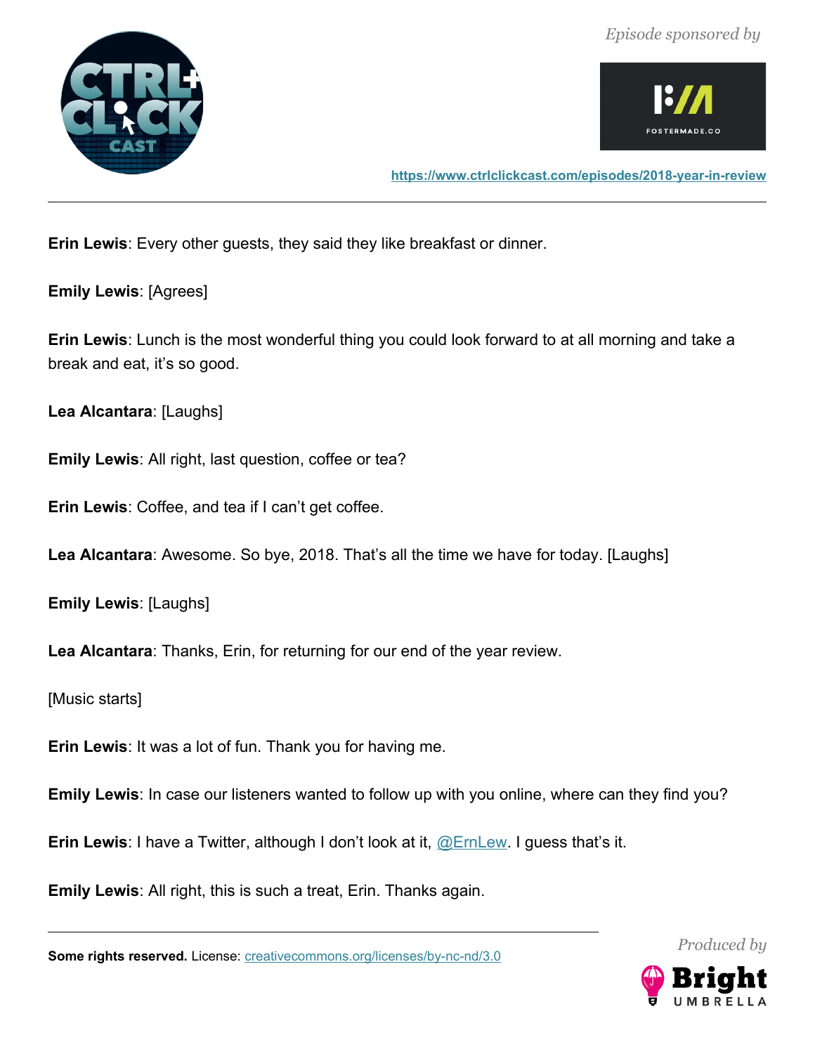**Erin Lewis**: Every other guests, they said they like breakfast or dinner.

**Emily Lewis**: [Agrees]

**Erin Lewis**: Lunch is the most wonderful thing you could look forward to at all morning and take a break and eat, it's so good.

**Lea Alcantara**: [Laughs]

**Emily Lewis**: All right, last question, coffee or tea?

**Erin Lewis**: Coffee, and tea if I can't get coffee.

**Lea Alcantara**: Awesome. So bye, 2018. That's all the time we have for today. [Laughs]

**Emily Lewis**: [Laughs]

**Lea Alcantara**: Thanks, Erin, for returning for our end of the year review.

[Music starts]

**Erin Lewis**: It was a lot of fun. Thank you for having me.

**Emily Lewis**: In case our listeners wanted to follow up with you online, where can they find you?

**Erin Lewis**: I have a Twitter, although I don't look at it, @ErnLew. I guess that's it.

**Emily Lewis**: All right, this is such a treat, Erin. Thanks again.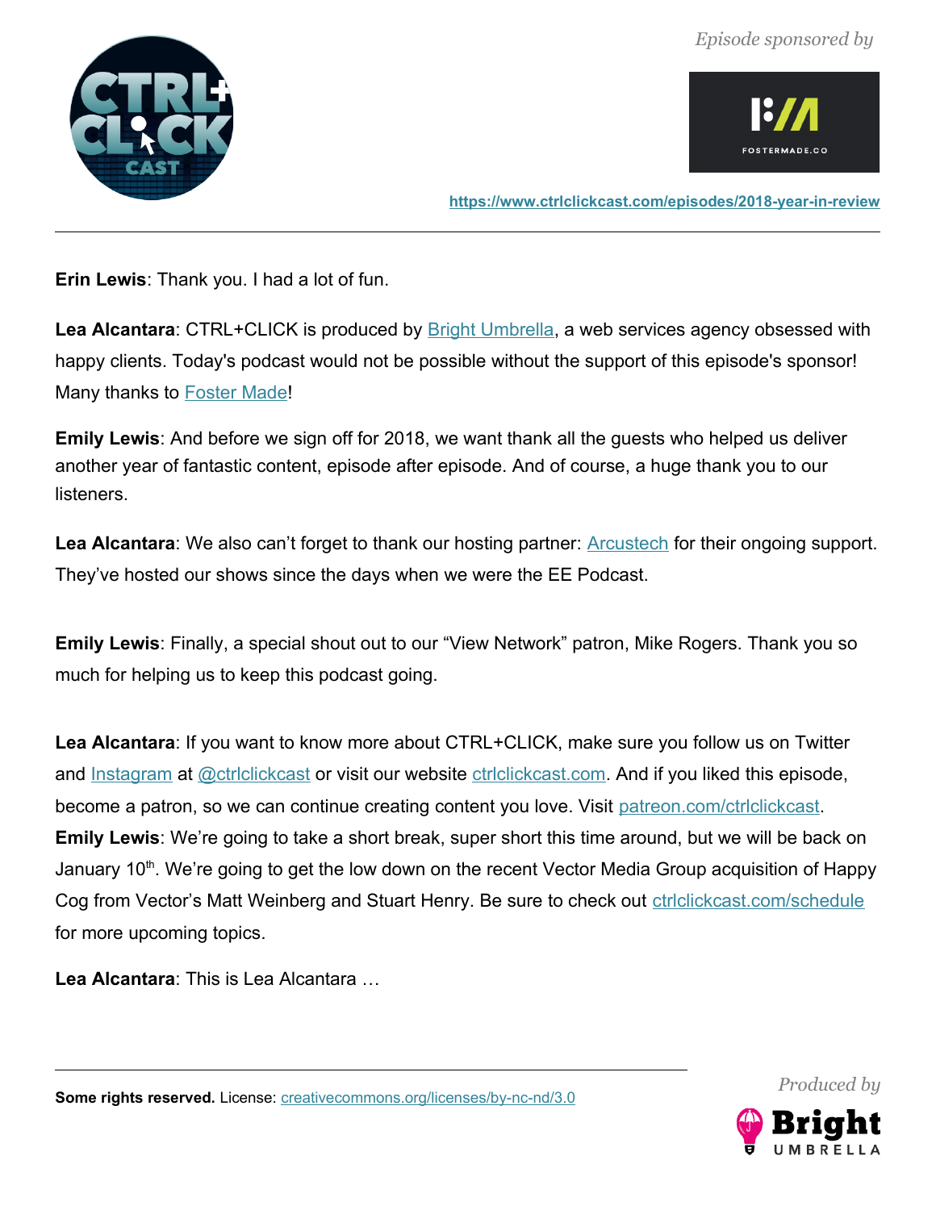**Erin Lewis**: Thank you. I had a lot of fun.

**Lea Alcantara**: CTRL+CLICK is produced by [Bright Umbrella](https://www.brightumbrella.com), a web services agency obsessed with happy clients. Today's podcast would not be possible without the support of this episode's sponsor! Many thanks to [Foster Made](https://fostermade.co)!

**Emily Lewis**: And before we sign off for 2018, we want thank all the guests who helped us deliver another year of fantastic content, episode after episode. And of course, a huge thank you to our listeners.

**Lea Alcantara**: We also can't forget to thank our hosting partner: [Arcustech](https://www.arcustech.com) for their ongoing support. They've hosted our shows since the days when we were the EE Podcast.

**Emily Lewis**: Finally, a special shout out to our "View Network" patron, Mike Rogers. Thank you so much for helping us to keep this podcast going.

**Lea Alcantara**: If you want to know more about CTRL+CLICK, make sure you follow us on Twitter and [Instagram](https://www.instagram.com/ctrlclickcast) at [@ctrlclickcast](https://twitter.com/ctrlclickcast) or visit our website [ctrlclickcast.com](https://www.ctrlclickcast.com). And if you liked this episode, become a patron, so we can continue creating content you love. Visit [patreon.com/ctrlclickcast](https://patreon.com/ctrlclickcast).

**Emily Lewis**: We're going to take a short break, super short this time around, but we will be back on January 10th. We're going to get the low down on the recent Vector Media Group acquisition of Happy Cog from Vector's Matt Weinberg and Stuart Henry. Be sure to check out [ctrlclickcast.com/schedule](https://www.ctrlclickcast.com/schedule) for more upcoming topics.

**Lea Alcantara**: This is Lea Alcantara …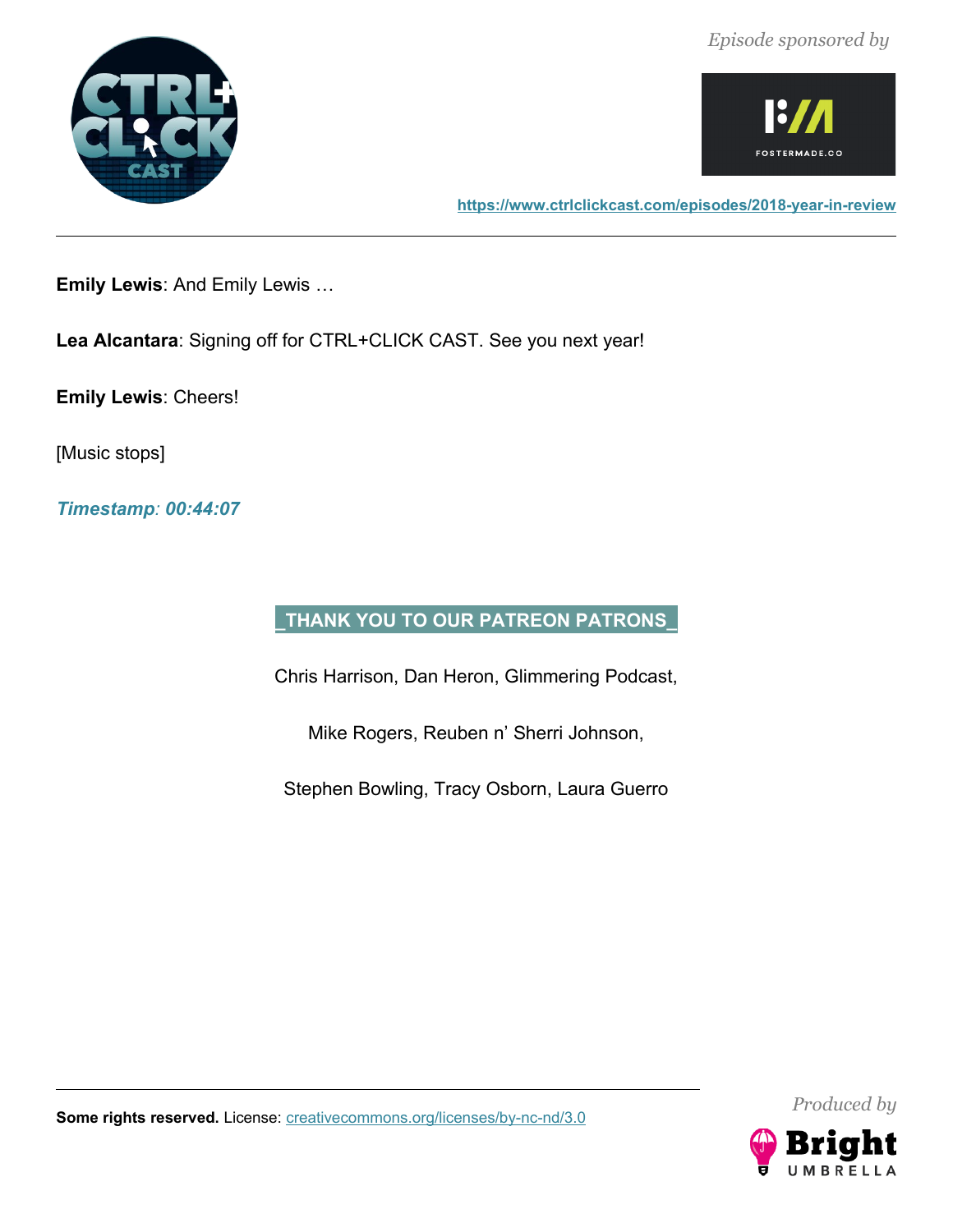**Emily Lewis**: And Emily Lewis …

**Lea Alcantara**: Signing off for CTRL+CLICK CAST. See you next year!

**Emily Lewis**: Cheers!

[Music stops]

***Timestamp**: 00:44:07*

## _THANK YOU TO OUR PATREON PATRONS_

Chris Harrison, Dan Heron, Glimmering Podcast,

Mike Rogers, Reuben n' Sherri Johnson,

Stephen Bowling, Tracy Osborn, Laura Guerro

**Some rights reserved.** License: creativecommons.org/licenses/by-nc-nd/3.0